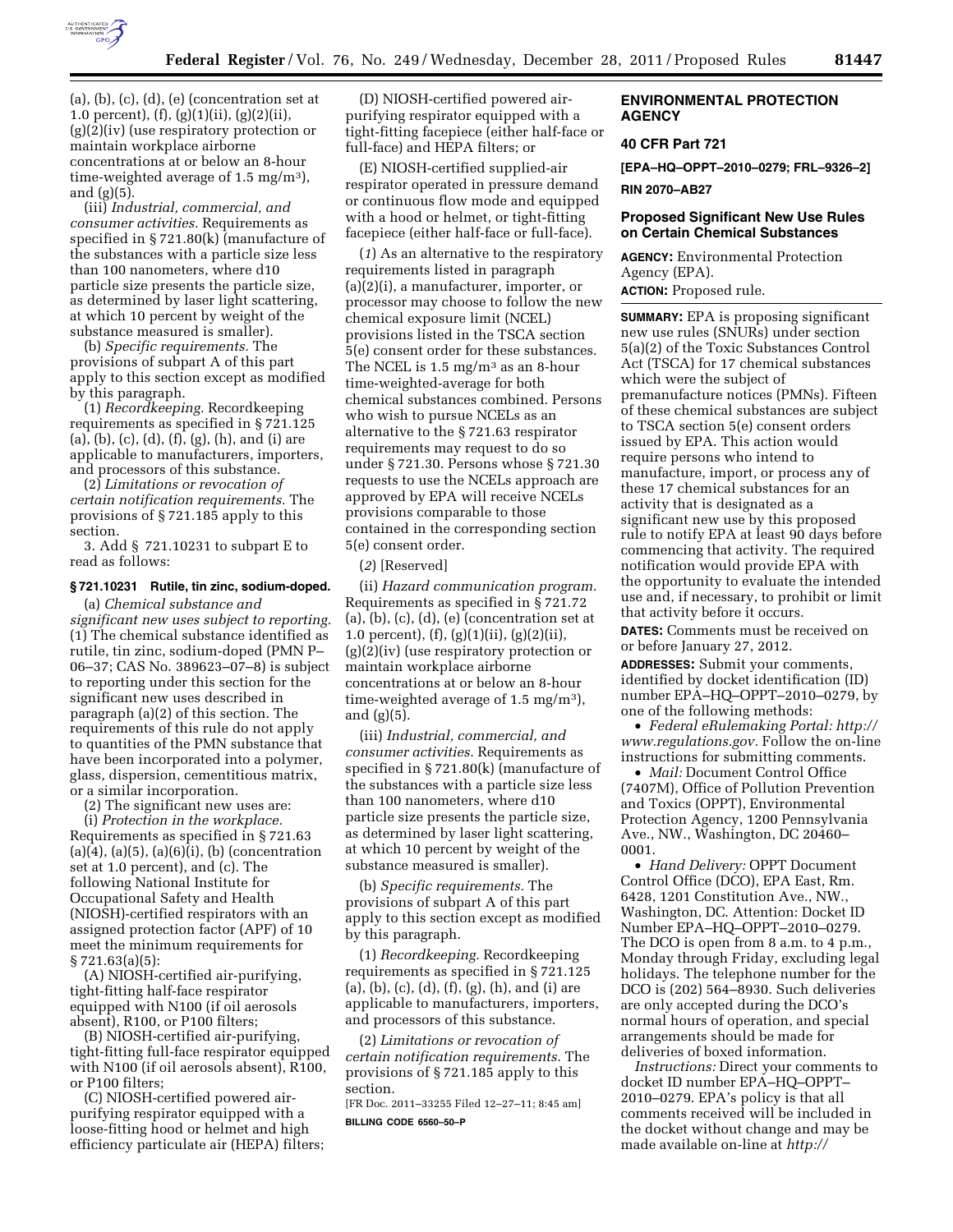(a), (b), (c), (d), (e) (concentration set at 1.0 percent), (f), (g)(1)(ii), (g)(2)(ii), (g)(2)(iv) (use respiratory protection or maintain workplace airborne concentrations at or below an 8-hour time-weighted average of 1.5 $mg/m^3$), and (g)(5).

(iii) *Industrial, commercial, and consumer activities.* Requirements as specified in § 721.80(k) (manufacture of the substances with a particle size less than 100 nanometers, where d10 particle size presents the particle size, as determined by laser light scattering, at which 10 percent by weight of the substance measured is smaller).

(b) *Specific requirements.* The provisions of subpart A of this part apply to this section except as modified by this paragraph.

(1) *Recordkeeping.* Recordkeeping requirements as specified in § 721.125 (a), (b), (c), (d), (f), (g), (h), and (i) are applicable to manufacturers, importers, and processors of this substance.

(2) *Limitations or revocation of certain notification requirements.* The provisions of § 721.185 apply to this section.

3. Add § 721.10231 to subpart E to read as follows:

#### § 721.10231 Rutile, tin zinc, sodium-doped.

(a) *Chemical substance and significant new uses subject to reporting.* (1) The chemical substance identified as rutile, tin zinc, sodium-doped (PMN P–06–37; CAS No. 389623–07–8) is subject to reporting under this section for the significant new uses described in paragraph (a)(2) of this section. The requirements of this rule do not apply to quantities of the PMN substance that have been incorporated into a polymer, glass, dispersion, cementitious matrix, or a similar incorporation.

(2) The significant new uses are:

(i) *Protection in the workplace.* Requirements as specified in § 721.63 (a)(4), (a)(5), (a)(6)(i), (b) (concentration set at 1.0 percent), and (c). The following National Institute for Occupational Safety and Health (NIOSH)-certified respirators with an assigned protection factor (APF) of 10 meet the minimum requirements for § 721.63(a)(5):

(A) NIOSH-certified air-purifying, tight-fitting half-face respirator equipped with N100 (if oil aerosols absent), R100, or P100 filters;

(B) NIOSH-certified air-purifying, tight-fitting full-face respirator equipped with N100 (if oil aerosols absent), R100, or P100 filters;

(C) NIOSH-certified powered air-purifying respirator equipped with a loose-fitting hood or helmet and high efficiency particulate air (HEPA) filters;

(D) NIOSH-certified powered air-purifying respirator equipped with a tight-fitting facepiece (either half-face or full-face) and HEPA filters; or

(E) NIOSH-certified supplied-air respirator operated in pressure demand or continuous flow mode and equipped with a hood or helmet, or tight-fitting facepiece (either half-face or full-face).

(*1*) As an alternative to the respiratory requirements listed in paragraph (a)(2)(i), a manufacturer, importer, or processor may choose to follow the new chemical exposure limit (NCEL) provisions listed in the TSCA section 5(e) consent order for these substances. The NCEL is 1.5 $mg/m^3$ as an 8-hour time-weighted-average for both chemical substances combined. Persons who wish to pursue NCELs as an alternative to the § 721.63 respirator requirements may request to do so under § 721.30. Persons whose § 721.30 requests to use the NCELs approach are approved by EPA will receive NCELs provisions comparable to those contained in the corresponding section 5(e) consent order.

(*2*) [Reserved]

(ii) *Hazard communication program.* Requirements as specified in § 721.72 (a), (b), (c), (d), (e) (concentration set at 1.0 percent), (f), (g)(1)(ii), (g)(2)(ii), (g)(2)(iv) (use respiratory protection or maintain workplace airborne concentrations at or below an 8-hour time-weighted average of 1.5 $mg/m^3$), and (g)(5).

(iii) *Industrial, commercial, and consumer activities.* Requirements as specified in § 721.80(k) (manufacture of the substances with a particle size less than 100 nanometers, where d10 particle size presents the particle size, as determined by laser light scattering, at which 10 percent by weight of the substance measured is smaller).

(b) *Specific requirements.* The provisions of subpart A of this part apply to this section except as modified by this paragraph.

(1) *Recordkeeping.* Recordkeeping requirements as specified in § 721.125 (a), (b), (c), (d), (f), (g), (h), and (i) are applicable to manufacturers, importers, and processors of this substance.

(2) *Limitations or revocation of certain notification requirements.* The provisions of § 721.185 apply to this section.

[FR Doc. 2011–33255 Filed 12–27–11; 8:45 am]

**BILLING CODE 6560–50–P**

## ENVIRONMENTAL PROTECTION AGENCY

### 40 CFR Part 721

**[EPA–HQ–OPPT–2010–0279; FRL–9326–2]**

**RIN 2070–AB27**

### Proposed Significant New Use Rules on Certain Chemical Substances

**AGENCY:** Environmental Protection Agency (EPA).

**ACTION:** Proposed rule.

**SUMMARY:** EPA is proposing significant new use rules (SNURs) under section 5(a)(2) of the Toxic Substances Control Act (TSCA) for 17 chemical substances which were the subject of premanufacture notices (PMNs). Fifteen of these chemical substances are subject to TSCA section 5(e) consent orders issued by EPA. This action would require persons who intend to manufacture, import, or process any of these 17 chemical substances for an activity that is designated as a significant new use by this proposed rule to notify EPA at least 90 days before commencing that activity. The required notification would provide EPA with the opportunity to evaluate the intended use and, if necessary, to prohibit or limit that activity before it occurs.

**DATES:** Comments must be received on or before January 27, 2012.

**ADDRESSES:** Submit your comments, identified by docket identification (ID) number EPA–HQ–OPPT–2010–0279, by one of the following methods:

- *Federal eRulemaking Portal: http://www.regulations.gov.* Follow the on-line instructions for submitting comments.
- *Mail:* Document Control Office (7407M), Office of Pollution Prevention and Toxics (OPPT), Environmental Protection Agency, 1200 Pennsylvania Ave., NW., Washington, DC 20460–0001.
- *Hand Delivery:* OPPT Document Control Office (DCO), EPA East, Rm. 6428, 1201 Constitution Ave., NW., Washington, DC. Attention: Docket ID Number EPA–HQ–OPPT–2010–0279. The DCO is open from 8 a.m. to 4 p.m., Monday through Friday, excluding legal holidays. The telephone number for the DCO is (202) 564–8930. Such deliveries are only accepted during the DCO's normal hours of operation, and special arrangements should be made for deliveries of boxed information.

*Instructions:* Direct your comments to docket ID number EPA–HQ–OPPT–2010–0279. EPA's policy is that all comments received will be included in the docket without change and may be made available on-line at *http://*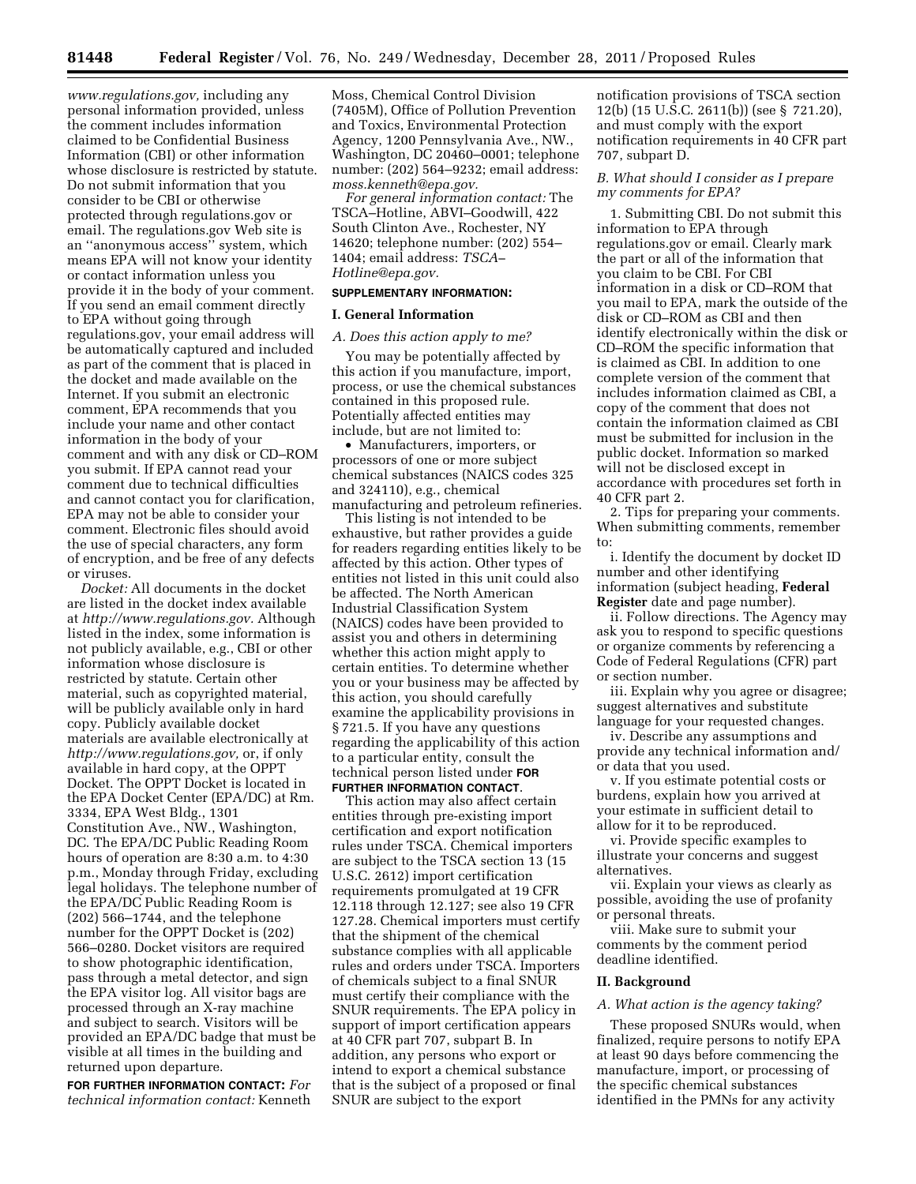*www.regulations.gov,* including any personal information provided, unless the comment includes information claimed to be Confidential Business Information (CBI) or other information whose disclosure is restricted by statute. Do not submit information that you consider to be CBI or otherwise protected through regulations.gov or email. The regulations.gov Web site is an ''anonymous access'' system, which means EPA will not know your identity or contact information unless you provide it in the body of your comment. If you send an email comment directly to EPA without going through regulations.gov, your email address will be automatically captured and included as part of the comment that is placed in the docket and made available on the Internet. If you submit an electronic comment, EPA recommends that you include your name and other contact information in the body of your comment and with any disk or CD–ROM you submit. If EPA cannot read your comment due to technical difficulties and cannot contact you for clarification, EPA may not be able to consider your comment. Electronic files should avoid the use of special characters, any form of encryption, and be free of any defects or viruses.

*Docket:* All documents in the docket are listed in the docket index available at *http://www.regulations.gov.* Although listed in the index, some information is not publicly available, e.g., CBI or other information whose disclosure is restricted by statute. Certain other material, such as copyrighted material, will be publicly available only in hard copy. Publicly available docket materials are available electronically at *http://www.regulations.gov,* or, if only available in hard copy, at the OPPT Docket. The OPPT Docket is located in the EPA Docket Center (EPA/DC) at Rm. 3334, EPA West Bldg., 1301 Constitution Ave., NW., Washington, DC. The EPA/DC Public Reading Room hours of operation are 8:30 a.m. to 4:30 p.m., Monday through Friday, excluding legal holidays. The telephone number of the EPA/DC Public Reading Room is (202) 566–1744, and the telephone number for the OPPT Docket is (202) 566–0280. Docket visitors are required to show photographic identification, pass through a metal detector, and sign the EPA visitor log. All visitor bags are processed through an X-ray machine and subject to search. Visitors will be provided an EPA/DC badge that must be visible at all times in the building and returned upon departure.

**FOR FURTHER INFORMATION CONTACT:** *For technical information contact:* Kenneth Moss, Chemical Control Division (7405M), Office of Pollution Prevention and Toxics, Environmental Protection Agency, 1200 Pennsylvania Ave., NW., Washington, DC 20460–0001; telephone number: (202) 564–9232; email address: *moss.kenneth@epa.gov.*

*For general information contact:* The TSCA–Hotline, ABVI–Goodwill, 422 South Clinton Ave., Rochester, NY 14620; telephone number: (202) 554–1404; email address: *TSCA–Hotline@epa.gov.*

**SUPPLEMENTARY INFORMATION:**

## I. General Information

### *A. Does this action apply to me?*

You may be potentially affected by this action if you manufacture, import, process, or use the chemical substances contained in this proposed rule. Potentially affected entities may include, but are not limited to:

- Manufacturers, importers, or processors of one or more subject chemical substances (NAICS codes 325 and 324110), e.g., chemical manufacturing and petroleum refineries.

This listing is not intended to be exhaustive, but rather provides a guide for readers regarding entities likely to be affected by this action. Other types of entities not listed in this unit could also be affected. The North American Industrial Classification System (NAICS) codes have been provided to assist you and others in determining whether this action might apply to certain entities. To determine whether you or your business may be affected by this action, you should carefully examine the applicability provisions in § 721.5. If you have any questions regarding the applicability of this action to a particular entity, consult the technical person listed under **FOR FURTHER INFORMATION CONTACT**.

This action may also affect certain entities through pre-existing import certification and export notification rules under TSCA. Chemical importers are subject to the TSCA section 13 (15 U.S.C. 2612) import certification requirements promulgated at 19 CFR 12.118 through 12.127; see also 19 CFR 127.28. Chemical importers must certify that the shipment of the chemical substance complies with all applicable rules and orders under TSCA. Importers of chemicals subject to a final SNUR must certify their compliance with the SNUR requirements. The EPA policy in support of import certification appears at 40 CFR part 707, subpart B. In addition, any persons who export or intend to export a chemical substance that is the subject of a proposed or final SNUR are subject to the export notification provisions of TSCA section 12(b) (15 U.S.C. 2611(b)) (see § 721.20), and must comply with the export notification requirements in 40 CFR part 707, subpart D.

### *B. What should I consider as I prepare my comments for EPA?*

1. Submitting CBI. Do not submit this information to EPA through regulations.gov or email. Clearly mark the part or all of the information that you claim to be CBI. For CBI information in a disk or CD–ROM that you mail to EPA, mark the outside of the disk or CD–ROM as CBI and then identify electronically within the disk or CD–ROM the specific information that is claimed as CBI. In addition to one complete version of the comment that includes information claimed as CBI, a copy of the comment that does not contain the information claimed as CBI must be submitted for inclusion in the public docket. Information so marked will not be disclosed except in accordance with procedures set forth in 40 CFR part 2.

2. Tips for preparing your comments. When submitting comments, remember to:

i. Identify the document by docket ID number and other identifying information (subject heading, **Federal Register** date and page number).

ii. Follow directions. The Agency may ask you to respond to specific questions or organize comments by referencing a Code of Federal Regulations (CFR) part or section number.

iii. Explain why you agree or disagree; suggest alternatives and substitute language for your requested changes.

iv. Describe any assumptions and provide any technical information and/or data that you used.

v. If you estimate potential costs or burdens, explain how you arrived at your estimate in sufficient detail to allow for it to be reproduced.

vi. Provide specific examples to illustrate your concerns and suggest alternatives.

vii. Explain your views as clearly as possible, avoiding the use of profanity or personal threats.

viii. Make sure to submit your comments by the comment period deadline identified.

## II. Background

### *A. What action is the agency taking?*

These proposed SNURs would, when finalized, require persons to notify EPA at least 90 days before commencing the manufacture, import, or processing of the specific chemical substances identified in the PMNs for any activity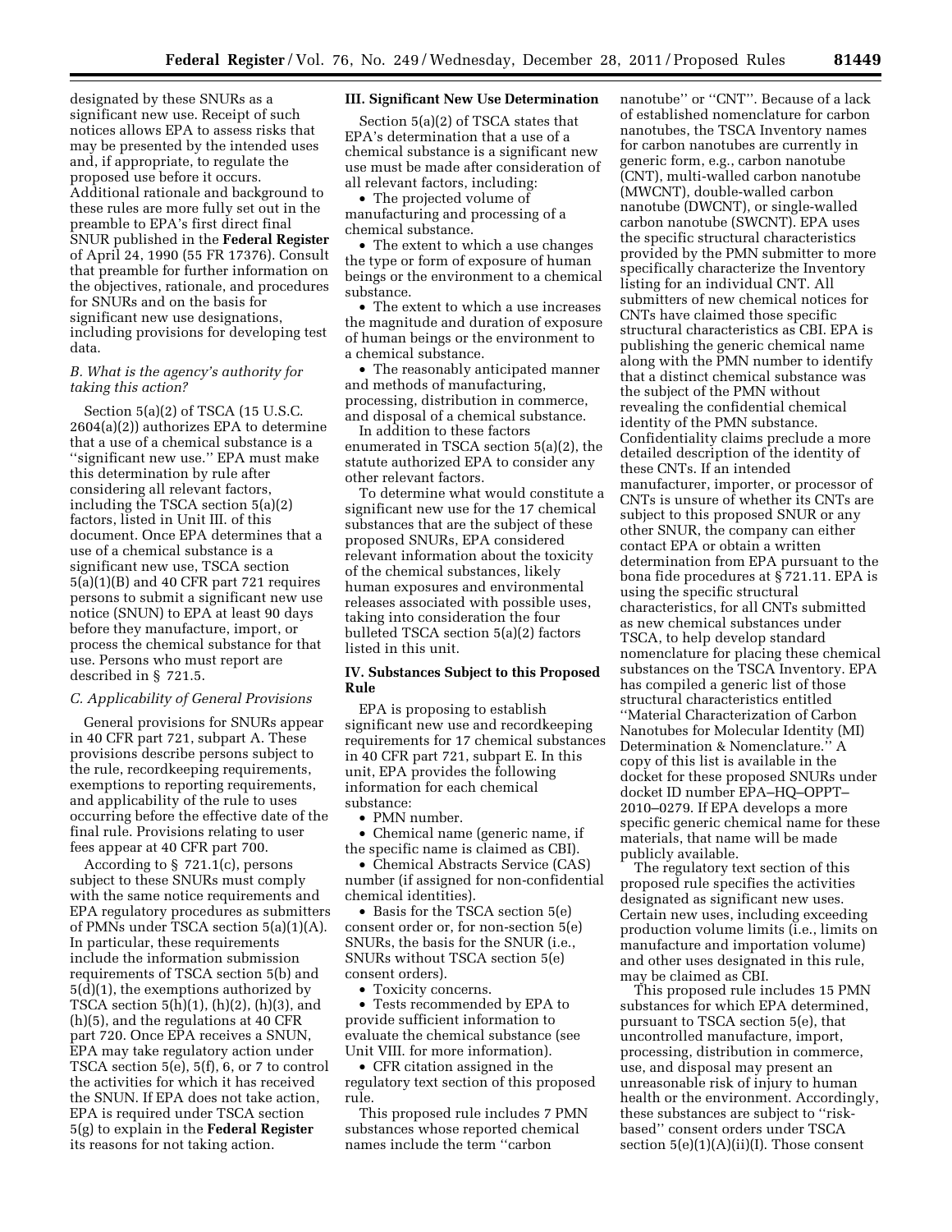designated by these SNURs as a significant new use. Receipt of such notices allows EPA to assess risks that may be presented by the intended uses and, if appropriate, to regulate the proposed use before it occurs. Additional rationale and background to these rules are more fully set out in the preamble to EPA's first direct final SNUR published in the **Federal Register** of April 24, 1990 (55 FR 17376). Consult that preamble for further information on the objectives, rationale, and procedures for SNURs and on the basis for significant new use designations, including provisions for developing test data.

### *B. What is the agency's authority for taking this action?*

Section 5(a)(2) of TSCA (15 U.S.C. 2604(a)(2)) authorizes EPA to determine that a use of a chemical substance is a ''significant new use.'' EPA must make this determination by rule after considering all relevant factors, including the TSCA section 5(a)(2) factors, listed in Unit III. of this document. Once EPA determines that a use of a chemical substance is a significant new use, TSCA section 5(a)(1)(B) and 40 CFR part 721 requires persons to submit a significant new use notice (SNUN) to EPA at least 90 days before they manufacture, import, or process the chemical substance for that use. Persons who must report are described in § 721.5.

### *C. Applicability of General Provisions*

General provisions for SNURs appear in 40 CFR part 721, subpart A. These provisions describe persons subject to the rule, recordkeeping requirements, exemptions to reporting requirements, and applicability of the rule to uses occurring before the effective date of the final rule. Provisions relating to user fees appear at 40 CFR part 700.

According to § 721.1(c), persons subject to these SNURs must comply with the same notice requirements and EPA regulatory procedures as submitters of PMNs under TSCA section 5(a)(1)(A). In particular, these requirements include the information submission requirements of TSCA section 5(b) and 5(d)(1), the exemptions authorized by TSCA section 5(h)(1), (h)(2), (h)(3), and (h)(5), and the regulations at 40 CFR part 720. Once EPA receives a SNUN, EPA may take regulatory action under TSCA section 5(e), 5(f), 6, or 7 to control the activities for which it has received the SNUN. If EPA does not take action, EPA is required under TSCA section 5(g) to explain in the **Federal Register** its reasons for not taking action.

## III. Significant New Use Determination

Section 5(a)(2) of TSCA states that EPA's determination that a use of a chemical substance is a significant new use must be made after consideration of all relevant factors, including:

- The projected volume of manufacturing and processing of a chemical substance.
- The extent to which a use changes the type or form of exposure of human beings or the environment to a chemical substance.
- The extent to which a use increases the magnitude and duration of exposure of human beings or the environment to a chemical substance.
- The reasonably anticipated manner and methods of manufacturing, processing, distribution in commerce, and disposal of a chemical substance.

In addition to these factors enumerated in TSCA section 5(a)(2), the statute authorized EPA to consider any other relevant factors.

To determine what would constitute a significant new use for the 17 chemical substances that are the subject of these proposed SNURs, EPA considered relevant information about the toxicity of the chemical substances, likely human exposures and environmental releases associated with possible uses, taking into consideration the four bulleted TSCA section 5(a)(2) factors listed in this unit.

## IV. Substances Subject to this Proposed Rule

EPA is proposing to establish significant new use and recordkeeping requirements for 17 chemical substances in 40 CFR part 721, subpart E. In this unit, EPA provides the following information for each chemical substance:

- PMN number.
- Chemical name (generic name, if the specific name is claimed as CBI).
- Chemical Abstracts Service (CAS) number (if assigned for non-confidential chemical identities).
- Basis for the TSCA section 5(e) consent order or, for non-section 5(e) SNURs, the basis for the SNUR (i.e., SNURs without TSCA section 5(e) consent orders).
- Toxicity concerns.
- Tests recommended by EPA to provide sufficient information to evaluate the chemical substance (see Unit VIII. for more information).
- CFR citation assigned in the regulatory text section of this proposed rule.

This proposed rule includes 7 PMN substances whose reported chemical names include the term ''carbon nanotube'' or ''CNT''. Because of a lack of established nomenclature for carbon nanotubes, the TSCA Inventory names for carbon nanotubes are currently in generic form, e.g., carbon nanotube (CNT), multi-walled carbon nanotube (MWCNT), double-walled carbon nanotube (DWCNT), or single-walled carbon nanotube (SWCNT). EPA uses the specific structural characteristics provided by the PMN submitter to more specifically characterize the Inventory listing for an individual CNT. All submitters of new chemical notices for CNTs have claimed those specific structural characteristics as CBI. EPA is publishing the generic chemical name along with the PMN number to identify that a distinct chemical substance was the subject of the PMN without revealing the confidential chemical identity of the PMN substance. Confidentiality claims preclude a more detailed description of the identity of these CNTs. If an intended manufacturer, importer, or processor of CNTs is unsure of whether its CNTs are subject to this proposed SNUR or any other SNUR, the company can either contact EPA or obtain a written determination from EPA pursuant to the bona fide procedures at § 721.11. EPA is using the specific structural characteristics, for all CNTs submitted as new chemical substances under TSCA, to help develop standard nomenclature for placing these chemical substances on the TSCA Inventory. EPA has compiled a generic list of those structural characteristics entitled ''Material Characterization of Carbon Nanotubes for Molecular Identity (MI) Determination & Nomenclature.'' A copy of this list is available in the docket for these proposed SNURs under docket ID number EPA–HQ–OPPT–2010–0279. If EPA develops a more specific generic chemical name for these materials, that name will be made publicly available.

The regulatory text section of this proposed rule specifies the activities designated as significant new uses. Certain new uses, including exceeding production volume limits (i.e., limits on manufacture and importation volume) and other uses designated in this rule, may be claimed as CBI.

This proposed rule includes 15 PMN substances for which EPA determined, pursuant to TSCA section 5(e), that uncontrolled manufacture, import, processing, distribution in commerce, use, and disposal may present an unreasonable risk of injury to human health or the environment. Accordingly, these substances are subject to ''risk-based'' consent orders under TSCA section 5(e)(1)(A)(ii)(I). Those consent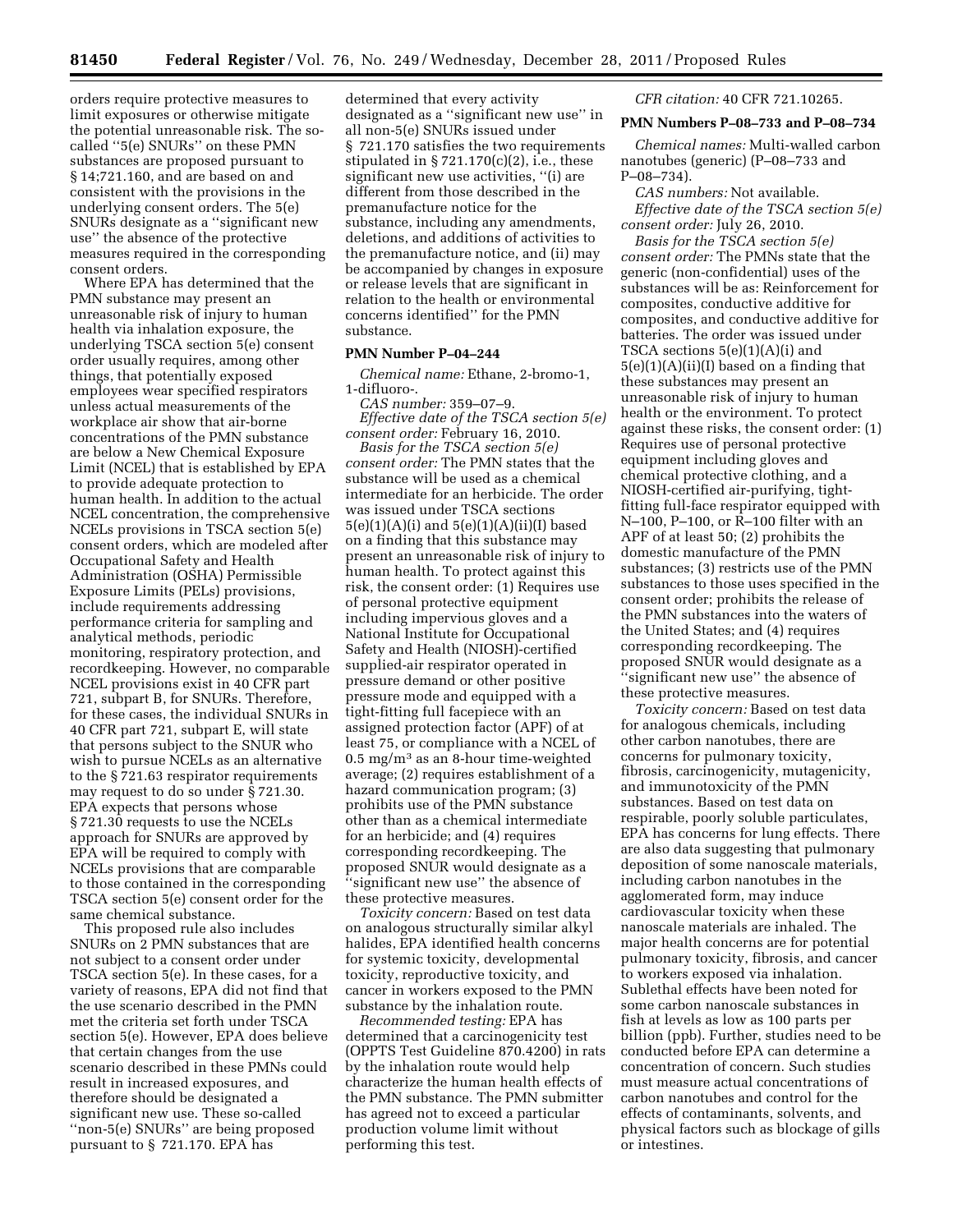orders require protective measures to limit exposures or otherwise mitigate the potential unreasonable risk. The so-called "5(e) SNURs" on these PMN substances are proposed pursuant to § 14;721.160, and are based on and consistent with the provisions in the underlying consent orders. The 5(e) SNURs designate as a "significant new use" the absence of the protective measures required in the corresponding consent orders.

Where EPA has determined that the PMN substance may present an unreasonable risk of injury to human health via inhalation exposure, the underlying TSCA section 5(e) consent order usually requires, among other things, that potentially exposed employees wear specified respirators unless actual measurements of the workplace air show that air-borne concentrations of the PMN substance are below a New Chemical Exposure Limit (NCEL) that is established by EPA to provide adequate protection to human health. In addition to the actual NCEL concentration, the comprehensive NCELs provisions in TSCA section 5(e) consent orders, which are modeled after Occupational Safety and Health Administration (OSHA) Permissible Exposure Limits (PELs) provisions, include requirements addressing performance criteria for sampling and analytical methods, periodic monitoring, respiratory protection, and recordkeeping. However, no comparable NCEL provisions exist in 40 CFR part 721, subpart B, for SNURs. Therefore, for these cases, the individual SNURs in 40 CFR part 721, subpart E, will state that persons subject to the SNUR who wish to pursue NCELs as an alternative to the § 721.63 respirator requirements may request to do so under § 721.30. EPA expects that persons whose § 721.30 requests to use the NCELs approach for SNURs are approved by EPA will be required to comply with NCELs provisions that are comparable to those contained in the corresponding TSCA section 5(e) consent order for the same chemical substance.

This proposed rule also includes SNURs on 2 PMN substances that are not subject to a consent order under TSCA section 5(e). In these cases, for a variety of reasons, EPA did not find that the use scenario described in the PMN met the criteria set forth under TSCA section 5(e). However, EPA does believe that certain changes from the use scenario described in these PMNs could result in increased exposures, and therefore should be designated a significant new use. These so-called "non-5(e) SNURs" are being proposed pursuant to § 721.170. EPA has determined that every activity designated as a "significant new use" in all non-5(e) SNURs issued under § 721.170 satisfies the two requirements stipulated in § 721.170(c)(2), i.e., these significant new use activities, "(i) are different from those described in the premanufacture notice for the substance, including any amendments, deletions, and additions of activities to the premanufacture notice, and (ii) may be accompanied by changes in exposure or release levels that are significant in relation to the health or environmental concerns identified" for the PMN substance.

**PMN Number P–04–244**

*Chemical name:* Ethane, 2-bromo-1, 1-difluoro-.

*CAS number:* 359–07–9.

*Effective date of the TSCA section 5(e) consent order:* February 16, 2010.

*Basis for the TSCA section 5(e) consent order:* The PMN states that the substance will be used as a chemical intermediate for an herbicide. The order was issued under TSCA sections 5(e)(1)(A)(i) and 5(e)(1)(A)(ii)(I) based on a finding that this substance may present an unreasonable risk of injury to human health. To protect against this risk, the consent order: (1) Requires use of personal protective equipment including impervious gloves and a National Institute for Occupational Safety and Health (NIOSH)-certified supplied-air respirator operated in pressure demand or other positive pressure mode and equipped with a tight-fitting full facepiece with an assigned protection factor (APF) of at least 75, or compliance with a NCEL of 0.5 mg/m$^3$ as an 8-hour time-weighted average; (2) requires establishment of a hazard communication program; (3) prohibits use of the PMN substance other than as a chemical intermediate for an herbicide; and (4) requires corresponding recordkeeping. The proposed SNUR would designate as a "significant new use" the absence of these protective measures.

*Toxicity concern:* Based on test data on analogous structurally similar alkyl halides, EPA identified health concerns for systemic toxicity, developmental toxicity, reproductive toxicity, and cancer in workers exposed to the PMN substance by the inhalation route.

*Recommended testing:* EPA has determined that a carcinogenicity test (OPPTS Test Guideline 870.4200) in rats by the inhalation route would help characterize the human health effects of the PMN substance. The PMN submitter has agreed not to exceed a particular production volume limit without performing this test.

*CFR citation:* 40 CFR 721.10265.

**PMN Numbers P–08–733 and P–08–734**

*Chemical names:* Multi-walled carbon nanotubes (generic) (P–08–733 and P–08–734).

*CAS numbers:* Not available.

*Effective date of the TSCA section 5(e) consent order:* July 26, 2010.

*Basis for the TSCA section 5(e) consent order:* The PMNs state that the generic (non-confidential) uses of the substances will be as: Reinforcement for composites, conductive additive for composites, and conductive additive for batteries. The order was issued under TSCA sections 5(e)(1)(A)(i) and 5(e)(1)(A)(ii)(I) based on a finding that these substances may present an unreasonable risk of injury to human health or the environment. To protect against these risks, the consent order: (1) Requires use of personal protective equipment including gloves and chemical protective clothing, and a NIOSH-certified air-purifying, tight-fitting full-face respirator equipped with N–100, P–100, or R–100 filter with an APF of at least 50; (2) prohibits the domestic manufacture of the PMN substances; (3) restricts use of the PMN substances to those uses specified in the consent order; prohibits the release of the PMN substances into the waters of the United States; and (4) requires corresponding recordkeeping. The proposed SNUR would designate as a "significant new use" the absence of these protective measures.

*Toxicity concern:* Based on test data for analogous chemicals, including other carbon nanotubes, there are concerns for pulmonary toxicity, fibrosis, carcinogenicity, mutagenicity, and immunotoxicity of the PMN substances. Based on test data on respirable, poorly soluble particulates, EPA has concerns for lung effects. There are also data suggesting that pulmonary deposition of some nanoscale materials, including carbon nanotubes in the agglomerated form, may induce cardiovascular toxicity when these nanoscale materials are inhaled. The major health concerns are for potential pulmonary toxicity, fibrosis, and cancer to workers exposed via inhalation. Sublethal effects have been noted for some carbon nanoscale substances in fish at levels as low as 100 parts per billion (ppb). Further, studies need to be conducted before EPA can determine a concentration of concern. Such studies must measure actual concentrations of carbon nanotubes and control for the effects of contaminants, solvents, and physical factors such as blockage of gills or intestines.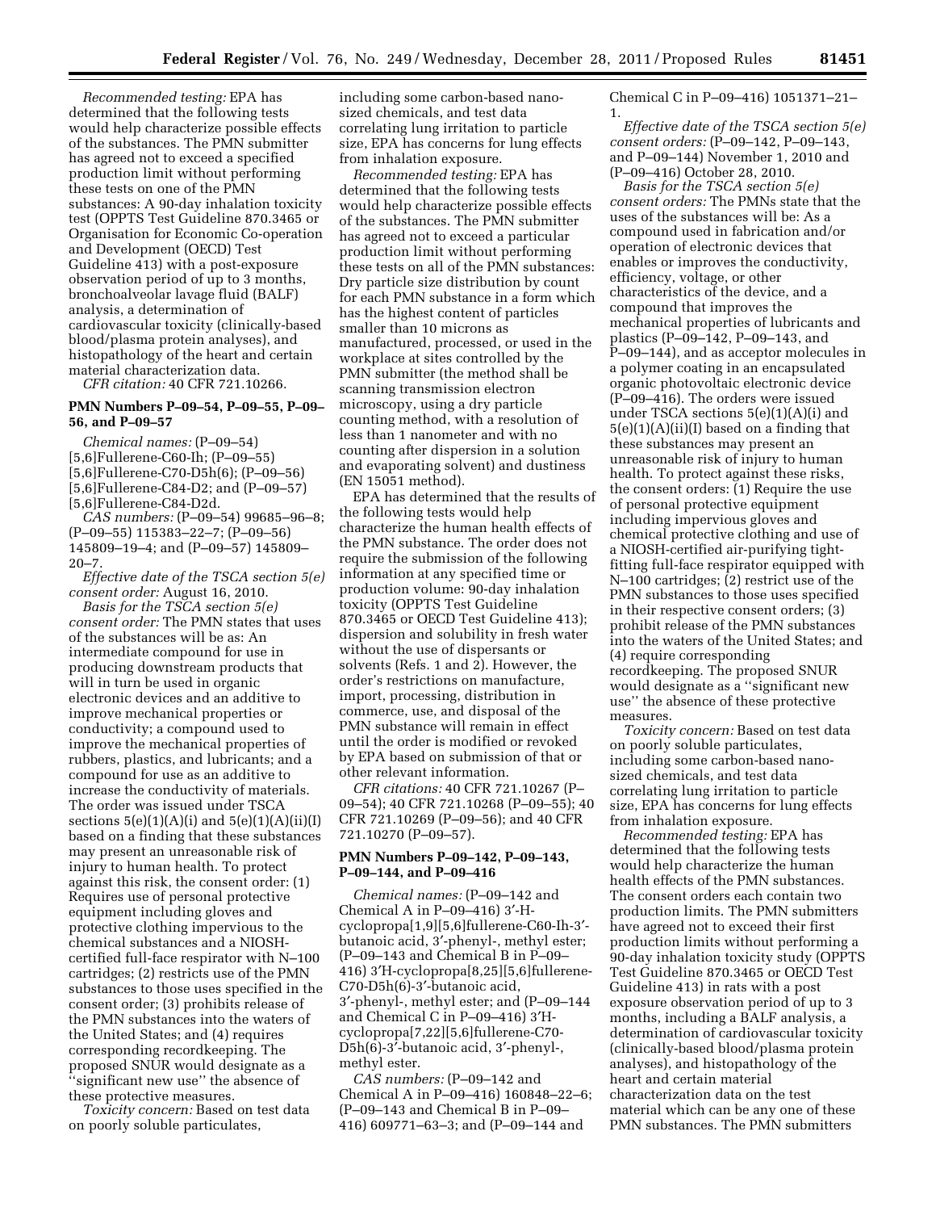*Recommended testing:* EPA has determined that the following tests would help characterize possible effects of the substances. The PMN submitter has agreed not to exceed a specified production limit without performing these tests on one of the PMN substances: A 90-day inhalation toxicity test (OPPTS Test Guideline 870.3465 or Organisation for Economic Co-operation and Development (OECD) Test Guideline 413) with a post-exposure observation period of up to 3 months, bronchoalveolar lavage fluid (BALF) analysis, a determination of cardiovascular toxicity (clinically-based blood/plasma protein analyses), and histopathology of the heart and certain material characterization data.

*CFR citation:* 40 CFR 721.10266.

### PMN Numbers P–09–54, P–09–55, P–09–56, and P–09–57

*Chemical names:* (P–09–54) [5,6]Fullerene-C60-Ih; (P–09–55) [5,6]Fullerene-C70-D5h(6); (P–09–56) [5,6]Fullerene-C84-D2; and (P–09–57) [5,6]Fullerene-C84-D2d.

*CAS numbers:* (P–09–54) 99685–96–8; (P–09–55) 115383–22–7; (P–09–56) 145809–19–4; and (P–09–57) 145809–20–7.

*Effective date of the TSCA section 5(e) consent order:* August 16, 2010.

*Basis for the TSCA section 5(e) consent order:* The PMN states that uses of the substances will be as: An intermediate compound for use in producing downstream products that will in turn be used in organic electronic devices and an additive to improve mechanical properties or conductivity; a compound used to improve the mechanical properties of rubbers, plastics, and lubricants; and a compound for use as an additive to increase the conductivity of materials. The order was issued under TSCA sections 5(e)(1)(A)(i) and 5(e)(1)(A)(ii)(I) based on a finding that these substances may present an unreasonable risk of injury to human health. To protect against this risk, the consent order: (1) Requires use of personal protective equipment including gloves and protective clothing impervious to the chemical substances and a NIOSH-certified full-face respirator with N–100 cartridges; (2) restricts use of the PMN substances to those uses specified in the consent order; (3) prohibits release of the PMN substances into the waters of the United States; and (4) requires corresponding recordkeeping. The proposed SNUR would designate as a ''significant new use'' the absence of these protective measures.

*Toxicity concern:* Based on test data on poorly soluble particulates, including some carbon-based nano-sized chemicals, and test data correlating lung irritation to particle size, EPA has concerns for lung effects from inhalation exposure.

*Recommended testing:* EPA has determined that the following tests would help characterize possible effects of the substances. The PMN submitter has agreed not to exceed a particular production limit without performing these tests on all of the PMN substances: Dry particle size distribution by count for each PMN substance in a form which has the highest content of particles smaller than 10 microns as manufactured, processed, or used in the workplace at sites controlled by the PMN submitter (the method shall be scanning transmission electron microscopy, using a dry particle counting method, with a resolution of less than 1 nanometer and with no counting after dispersion in a solution and evaporating solvent) and dustiness (EN 15051 method).

EPA has determined that the results of the following tests would help characterize the human health effects of the PMN substance. The order does not require the submission of the following information at any specified time or production volume: 90-day inhalation toxicity (OPPTS Test Guideline 870.3465 or OECD Test Guideline 413); dispersion and solubility in fresh water without the use of dispersants or solvents (Refs. 1 and 2). However, the order's restrictions on manufacture, import, processing, distribution in commerce, use, and disposal of the PMN substance will remain in effect until the order is modified or revoked by EPA based on submission of that or other relevant information.

*CFR citations:* 40 CFR 721.10267 (P–09–54); 40 CFR 721.10268 (P–09–55); 40 CFR 721.10269 (P–09–56); and 40 CFR 721.10270 (P–09–57).

### PMN Numbers P–09–142, P–09–143, P–09–144, and P–09–416

*Chemical names:* (P–09–142 and Chemical A in P–09–416) 3′-H-cyclopropa[1,9][5,6]fullerene-C60-Ih-3′-butanoic acid, 3′-phenyl-, methyl ester; (P–09–143 and Chemical B in P–09–416) 3′H-cyclopropa[8,25][5,6]fullerene-C70-D5h(6)-3′-butanoic acid, 3′-phenyl-, methyl ester; and (P–09–144 and Chemical C in P–09–416) 3′H-cyclopropa[7,22][5,6]fullerene-C70-D5h(6)-3′-butanoic acid, 3′-phenyl-, methyl ester.

*CAS numbers:* (P–09–142 and Chemical A in P–09–416) 160848–22–6; (P–09–143 and Chemical B in P–09–416) 609771–63–3; and (P–09–144 and Chemical C in P–09–416) 1051371–21–1.

*Effective date of the TSCA section 5(e) consent orders:* (P–09–142, P–09–143, and P–09–144) November 1, 2010 and (P–09–416) October 28, 2010.

*Basis for the TSCA section 5(e) consent orders:* The PMNs state that the uses of the substances will be: As a compound used in fabrication and/or operation of electronic devices that enables or improves the conductivity, efficiency, voltage, or other characteristics of the device, and a compound that improves the mechanical properties of lubricants and plastics (P–09–142, P–09–143, and P–09–144), and as acceptor molecules in a polymer coating in an encapsulated organic photovoltaic electronic device (P–09–416). The orders were issued under TSCA sections 5(e)(1)(A)(i) and 5(e)(1)(A)(ii)(I) based on a finding that these substances may present an unreasonable risk of injury to human health. To protect against these risks, the consent orders: (1) Require the use of personal protective equipment including impervious gloves and chemical protective clothing and use of a NIOSH-certified air-purifying tight-fitting full-face respirator equipped with N–100 cartridges; (2) restrict use of the PMN substances to those uses specified in their respective consent orders; (3) prohibit release of the PMN substances into the waters of the United States; and (4) require corresponding recordkeeping. The proposed SNUR would designate as a ''significant new use'' the absence of these protective measures.

*Toxicity concern:* Based on test data on poorly soluble particulates, including some carbon-based nano-sized chemicals, and test data correlating lung irritation to particle size, EPA has concerns for lung effects from inhalation exposure.

*Recommended testing:* EPA has determined that the following tests would help characterize the human health effects of the PMN substances. The consent orders each contain two production limits. The PMN submitters have agreed not to exceed their first production limits without performing a 90-day inhalation toxicity study (OPPTS Test Guideline 870.3465 or OECD Test Guideline 413) in rats with a post exposure observation period of up to 3 months, including a BALF analysis, a determination of cardiovascular toxicity (clinically-based blood/plasma protein analyses), and histopathology of the heart and certain material characterization data on the test material which can be any one of these PMN substances. The PMN submitters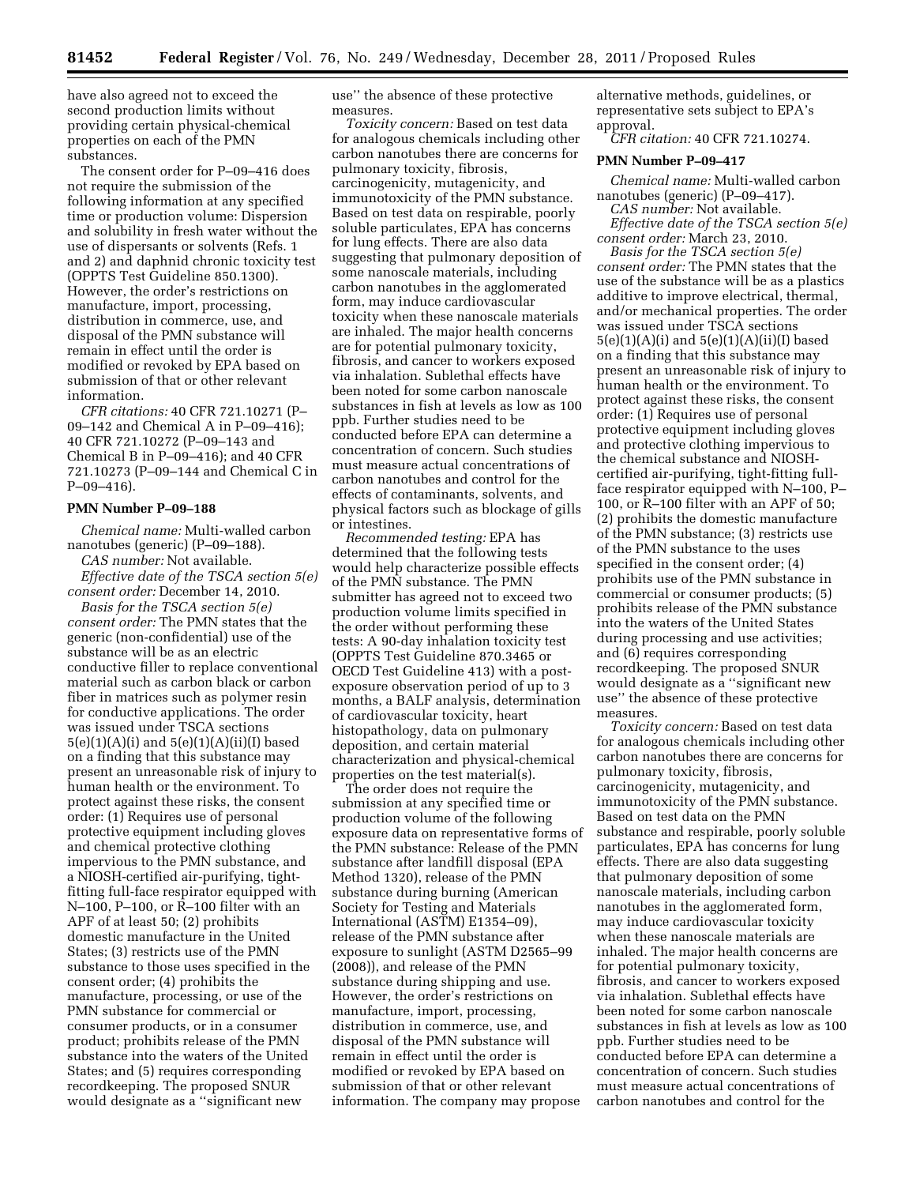have also agreed not to exceed the second production limits without providing certain physical-chemical properties on each of the PMN substances.

The consent order for P–09–416 does not require the submission of the following information at any specified time or production volume: Dispersion and solubility in fresh water without the use of dispersants or solvents (Refs. 1 and 2) and daphnid chronic toxicity test (OPPTS Test Guideline 850.1300). However, the order's restrictions on manufacture, import, processing, distribution in commerce, use, and disposal of the PMN substance will remain in effect until the order is modified or revoked by EPA based on submission of that or other relevant information.

*CFR citations:* 40 CFR 721.10271 (P–09–142 and Chemical A in P–09–416); 40 CFR 721.10272 (P–09–143 and Chemical B in P–09–416); and 40 CFR 721.10273 (P–09–144 and Chemical C in P–09–416).

#### PMN Number P–09–188

*Chemical name:* Multi-walled carbon nanotubes (generic) (P–09–188).

*CAS number:* Not available.

*Effective date of the TSCA section 5(e) consent order:* December 14, 2010.

*Basis for the TSCA section 5(e) consent order:* The PMN states that the generic (non-confidential) use of the substance will be as an electric conductive filler to replace conventional material such as carbon black or carbon fiber in matrices such as polymer resin for conductive applications. The order was issued under TSCA sections 5(e)(1)(A)(i) and 5(e)(1)(A)(ii)(I) based on a finding that this substance may present an unreasonable risk of injury to human health or the environment. To protect against these risks, the consent order: (1) Requires use of personal protective equipment including gloves and chemical protective clothing impervious to the PMN substance, and a NIOSH-certified air-purifying, tight-fitting full-face respirator equipped with N–100, P–100, or R–100 filter with an APF of at least 50; (2) prohibits domestic manufacture in the United States; (3) restricts use of the PMN substance to those uses specified in the consent order; (4) prohibits the manufacture, processing, or use of the PMN substance for commercial or consumer products, or in a consumer product; prohibits release of the PMN substance into the waters of the United States; and (5) requires corresponding recordkeeping. The proposed SNUR would designate as a ''significant new use'' the absence of these protective measures.

*Toxicity concern:* Based on test data for analogous chemicals including other carbon nanotubes there are concerns for pulmonary toxicity, fibrosis, carcinogenicity, mutagenicity, and immunotoxicity of the PMN substance. Based on test data on respirable, poorly soluble particulates, EPA has concerns for lung effects. There are also data suggesting that pulmonary deposition of some nanoscale materials, including carbon nanotubes in the agglomerated form, may induce cardiovascular toxicity when these nanoscale materials are inhaled. The major health concerns are for potential pulmonary toxicity, fibrosis, and cancer to workers exposed via inhalation. Sublethal effects have been noted for some carbon nanoscale substances in fish at levels as low as 100 ppb. Further studies need to be conducted before EPA can determine a concentration of concern. Such studies must measure actual concentrations of carbon nanotubes and control for the effects of contaminants, solvents, and physical factors such as blockage of gills or intestines.

*Recommended testing:* EPA has determined that the following tests would help characterize possible effects of the PMN substance. The PMN submitter has agreed not to exceed two production volume limits specified in the order without performing these tests: A 90-day inhalation toxicity test (OPPTS Test Guideline 870.3465 or OECD Test Guideline 413) with a post-exposure observation period of up to 3 months, a BALF analysis, determination of cardiovascular toxicity, heart histopathology, data on pulmonary deposition, and certain material characterization and physical-chemical properties on the test material(s).

The order does not require the submission at any specified time or production volume of the following exposure data on representative forms of the PMN substance: Release of the PMN substance after landfill disposal (EPA Method 1320), release of the PMN substance during burning (American Society for Testing and Materials International (ASTM) E1354–09), release of the PMN substance after exposure to sunlight (ASTM D2565–99 (2008)), and release of the PMN substance during shipping and use. However, the order's restrictions on manufacture, import, processing, distribution in commerce, use, and disposal of the PMN substance will remain in effect until the order is modified or revoked by EPA based on submission of that or other relevant information. The company may propose alternative methods, guidelines, or representative sets subject to EPA's approval.

*CFR citation:* 40 CFR 721.10274.

#### PMN Number P–09–417

*Chemical name:* Multi-walled carbon nanotubes (generic) (P–09–417).

*CAS number:* Not available.

*Effective date of the TSCA section 5(e) consent order:* March 23, 2010.

*Basis for the TSCA section 5(e) consent order:* The PMN states that the use of the substance will be as a plastics additive to improve electrical, thermal, and/or mechanical properties. The order was issued under TSCA sections 5(e)(1)(A)(i) and 5(e)(1)(A)(ii)(I) based on a finding that this substance may present an unreasonable risk of injury to human health or the environment. To protect against these risks, the consent order: (1) Requires use of personal protective equipment including gloves and protective clothing impervious to the chemical substance and NIOSH-certified air-purifying, tight-fitting full-face respirator equipped with N–100, P–100, or R–100 filter with an APF of 50; (2) prohibits the domestic manufacture of the PMN substance; (3) restricts use of the PMN substance to the uses specified in the consent order; (4) prohibits use of the PMN substance in commercial or consumer products; (5) prohibits release of the PMN substance into the waters of the United States during processing and use activities; and (6) requires corresponding recordkeeping. The proposed SNUR would designate as a ''significant new use'' the absence of these protective measures.

*Toxicity concern:* Based on test data for analogous chemicals including other carbon nanotubes there are concerns for pulmonary toxicity, fibrosis, carcinogenicity, mutagenicity, and immunotoxicity of the PMN substance. Based on test data on the PMN substance and respirable, poorly soluble particulates, EPA has concerns for lung effects. There are also data suggesting that pulmonary deposition of some nanoscale materials, including carbon nanotubes in the agglomerated form, may induce cardiovascular toxicity when these nanoscale materials are inhaled. The major health concerns are for potential pulmonary toxicity, fibrosis, and cancer to workers exposed via inhalation. Sublethal effects have been noted for some carbon nanoscale substances in fish at levels as low as 100 ppb. Further studies need to be conducted before EPA can determine a concentration of concern. Such studies must measure actual concentrations of carbon nanotubes and control for the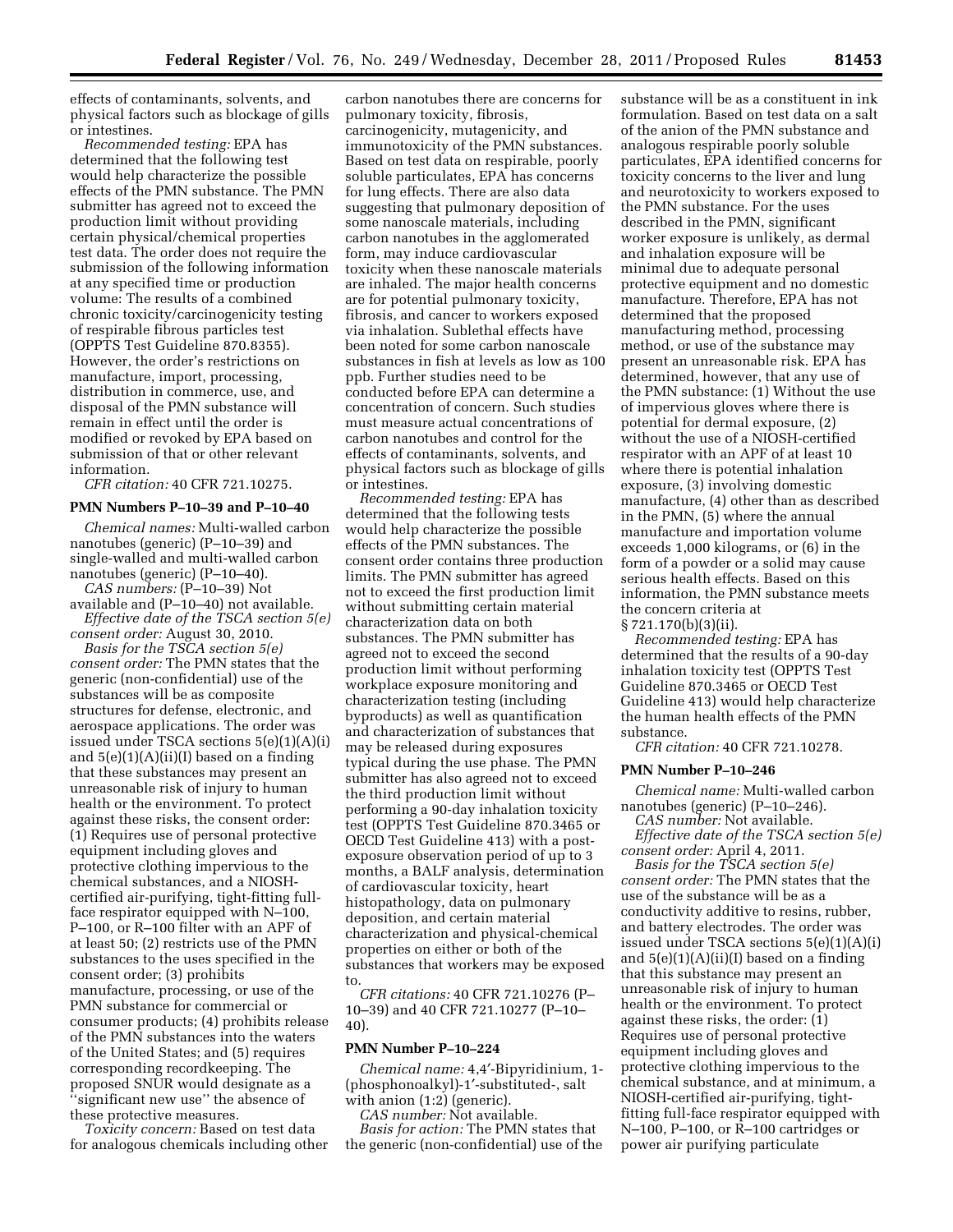effects of contaminants, solvents, and physical factors such as blockage of gills or intestines.

*Recommended testing:* EPA has determined that the following test would help characterize the possible effects of the PMN substance. The PMN submitter has agreed not to exceed the production limit without providing certain physical/chemical properties test data. The order does not require the submission of the following information at any specified time or production volume: The results of a combined chronic toxicity/carcinogenicity testing of respirable fibrous particles test (OPPTS Test Guideline 870.8355). However, the order's restrictions on manufacture, import, processing, distribution in commerce, use, and disposal of the PMN substance will remain in effect until the order is modified or revoked by EPA based on submission of that or other relevant information.

*CFR citation:* 40 CFR 721.10275.

### PMN Numbers P–10–39 and P–10–40

*Chemical names:* Multi-walled carbon nanotubes (generic) (P–10–39) and single-walled and multi-walled carbon nanotubes (generic) (P–10–40).

*CAS numbers:* (P–10–39) Not available and (P–10–40) not available.

*Effective date of the TSCA section 5(e) consent order:* August 30, 2010.

*Basis for the TSCA section 5(e) consent order:* The PMN states that the generic (non-confidential) use of the substances will be as composite structures for defense, electronic, and aerospace applications. The order was issued under TSCA sections 5(e)(1)(A)(i) and 5(e)(1)(A)(ii)(I) based on a finding that these substances may present an unreasonable risk of injury to human health or the environment. To protect against these risks, the consent order: (1) Requires use of personal protective equipment including gloves and protective clothing impervious to the chemical substances, and a NIOSH-certified air-purifying, tight-fitting full-face respirator equipped with N–100, P–100, or R–100 filter with an APF of at least 50; (2) restricts use of the PMN substances to the uses specified in the consent order; (3) prohibits manufacture, processing, or use of the PMN substance for commercial or consumer products; (4) prohibits release of the PMN substances into the waters of the United States; and (5) requires corresponding recordkeeping. The proposed SNUR would designate as a ''significant new use'' the absence of these protective measures.

*Toxicity concern:* Based on test data for analogous chemicals including other carbon nanotubes there are concerns for pulmonary toxicity, fibrosis, carcinogenicity, mutagenicity, and immunotoxicity of the PMN substances. Based on test data on respirable, poorly soluble particulates, EPA has concerns for lung effects. There are also data suggesting that pulmonary deposition of some nanoscale materials, including carbon nanotubes in the agglomerated form, may induce cardiovascular toxicity when these nanoscale materials are inhaled. The major health concerns are for potential pulmonary toxicity, fibrosis, and cancer to workers exposed via inhalation. Sublethal effects have been noted for some carbon nanoscale substances in fish at levels as low as 100 ppb. Further studies need to be conducted before EPA can determine a concentration of concern. Such studies must measure actual concentrations of carbon nanotubes and control for the effects of contaminants, solvents, and physical factors such as blockage of gills or intestines.

*Recommended testing:* EPA has determined that the following tests would help characterize the possible effects of the PMN substances. The consent order contains three production limits. The PMN submitter has agreed not to exceed the first production limit without submitting certain material characterization data on both substances. The PMN submitter has agreed not to exceed the second production limit without performing workplace exposure monitoring and characterization testing (including byproducts) as well as quantification and characterization of substances that may be released during exposures typical during the use phase. The PMN submitter has also agreed not to exceed the third production limit without performing a 90-day inhalation toxicity test (OPPTS Test Guideline 870.3465 or OECD Test Guideline 413) with a post-exposure observation period of up to 3 months, a BALF analysis, determination of cardiovascular toxicity, heart histopathology, data on pulmonary deposition, and certain material characterization and physical-chemical properties on either or both of the substances that workers may be exposed to.

*CFR citations:* 40 CFR 721.10276 (P–10–39) and 40 CFR 721.10277 (P–10–40).

### PMN Number P–10–224

*Chemical name:* 4,4′-Bipyridinium, 1-(phosphonoalkyl)-1′-substituted-, salt with anion (1:2) (generic).

*CAS number:* Not available.

*Basis for action:* The PMN states that the generic (non-confidential) use of the substance will be as a constituent in ink formulation. Based on test data on a salt of the anion of the PMN substance and analogous respirable poorly soluble particulates, EPA identified concerns for toxicity concerns to the liver and lung and neurotoxicity to workers exposed to the PMN substance. For the uses described in the PMN, significant worker exposure is unlikely, as dermal and inhalation exposure will be minimal due to adequate personal protective equipment and no domestic manufacture. Therefore, EPA has not determined that the proposed manufacturing method, processing method, or use of the substance may present an unreasonable risk. EPA has determined, however, that any use of the PMN substance: (1) Without the use of impervious gloves where there is potential for dermal exposure, (2) without the use of a NIOSH-certified respirator with an APF of at least 10 where there is potential inhalation exposure, (3) involving domestic manufacture, (4) other than as described in the PMN, (5) where the annual manufacture and importation volume exceeds 1,000 kilograms, or (6) in the form of a powder or a solid may cause serious health effects. Based on this information, the PMN substance meets the concern criteria at § 721.170(b)(3)(ii).

*Recommended testing:* EPA has determined that the results of a 90-day inhalation toxicity test (OPPTS Test Guideline 870.3465 or OECD Test Guideline 413) would help characterize the human health effects of the PMN substance.

*CFR citation:* 40 CFR 721.10278.

### PMN Number P–10–246

*Chemical name:* Multi-walled carbon nanotubes (generic) (P–10–246).

*CAS number:* Not available.

*Effective date of the TSCA section 5(e) consent order:* April 4, 2011.

*Basis for the TSCA section 5(e) consent order:* The PMN states that the use of the substance will be as a conductivity additive to resins, rubber, and battery electrodes. The order was issued under TSCA sections 5(e)(1)(A)(i) and 5(e)(1)(A)(ii)(I) based on a finding that this substance may present an unreasonable risk of injury to human health or the environment. To protect against these risks, the order: (1) Requires use of personal protective equipment including gloves and protective clothing impervious to the chemical substance, and at minimum, a NIOSH-certified air-purifying, tight-fitting full-face respirator equipped with N–100, P–100, or R–100 cartridges or power air purifying particulate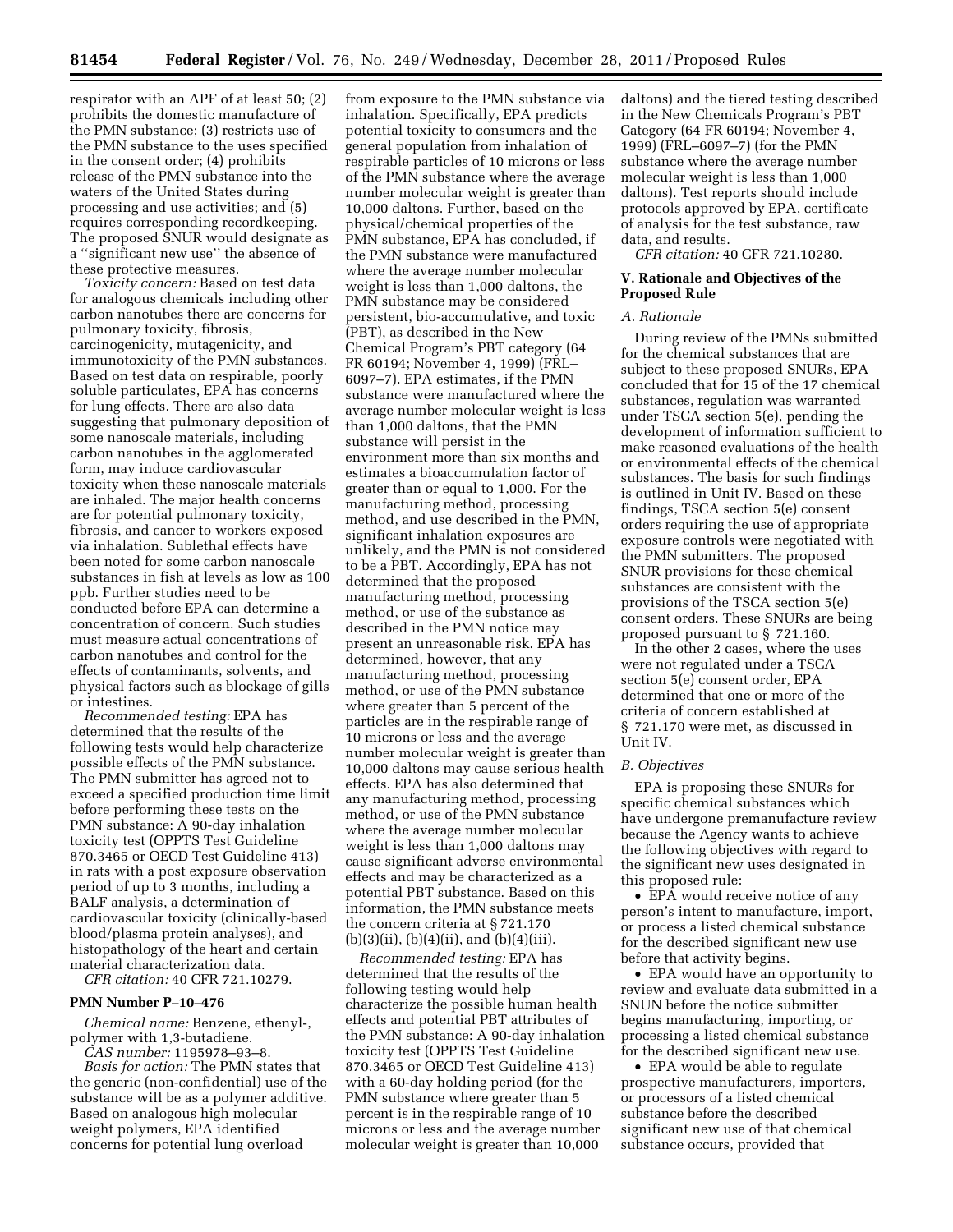respirator with an APF of at least 50; (2) prohibits the domestic manufacture of the PMN substance; (3) restricts use of the PMN substance to the uses specified in the consent order; (4) prohibits release of the PMN substance into the waters of the United States during processing and use activities; and (5) requires corresponding recordkeeping. The proposed SNUR would designate as a ''significant new use'' the absence of these protective measures.

*Toxicity concern:* Based on test data for analogous chemicals including other carbon nanotubes there are concerns for pulmonary toxicity, fibrosis, carcinogenicity, mutagenicity, and immunotoxicity of the PMN substances. Based on test data on respirable, poorly soluble particulates, EPA has concerns for lung effects. There are also data suggesting that pulmonary deposition of some nanoscale materials, including carbon nanotubes in the agglomerated form, may induce cardiovascular toxicity when these nanoscale materials are inhaled. The major health concerns are for potential pulmonary toxicity, fibrosis, and cancer to workers exposed via inhalation. Sublethal effects have been noted for some carbon nanoscale substances in fish at levels as low as 100 ppb. Further studies need to be conducted before EPA can determine a concentration of concern. Such studies must measure actual concentrations of carbon nanotubes and control for the effects of contaminants, solvents, and physical factors such as blockage of gills or intestines.

*Recommended testing:* EPA has determined that the results of the following tests would help characterize possible effects of the PMN substance. The PMN submitter has agreed not to exceed a specified production time limit before performing these tests on the PMN substance: A 90-day inhalation toxicity test (OPPTS Test Guideline 870.3465 or OECD Test Guideline 413) in rats with a post exposure observation period of up to 3 months, including a BALF analysis, a determination of cardiovascular toxicity (clinically-based blood/plasma protein analyses), and histopathology of the heart and certain material characterization data.

*CFR citation:* 40 CFR 721.10279.

**PMN Number P–10–476**

*Chemical name:* Benzene, ethenyl-, polymer with 1,3-butadiene.

*CAS number:* 1195978–93–8.

*Basis for action:* The PMN states that the generic (non-confidential) use of the substance will be as a polymer additive. Based on analogous high molecular weight polymers, EPA identified concerns for potential lung overload from exposure to the PMN substance via inhalation. Specifically, EPA predicts potential toxicity to consumers and the general population from inhalation of respirable particles of 10 microns or less of the PMN substance where the average number molecular weight is greater than 10,000 daltons. Further, based on the physical/chemical properties of the PMN substance, EPA has concluded, if the PMN substance were manufactured where the average number molecular weight is less than 1,000 daltons, the PMN substance may be considered persistent, bio-accumulative, and toxic (PBT), as described in the New Chemical Program's PBT category (64 FR 60194; November 4, 1999) (FRL–6097–7). EPA estimates, if the PMN substance were manufactured where the average number molecular weight is less than 1,000 daltons, that the PMN substance will persist in the environment more than six months and estimates a bioaccumulation factor of greater than or equal to 1,000. For the manufacturing method, processing method, and use described in the PMN, significant inhalation exposures are unlikely, and the PMN is not considered to be a PBT. Accordingly, EPA has not determined that the proposed manufacturing method, processing method, or use of the substance as described in the PMN notice may present an unreasonable risk. EPA has determined, however, that any manufacturing method, processing method, or use of the PMN substance where greater than 5 percent of the particles are in the respirable range of 10 microns or less and the average number molecular weight is greater than 10,000 daltons may cause serious health effects. EPA has also determined that any manufacturing method, processing method, or use of the PMN substance where the average number molecular weight is less than 1,000 daltons may cause significant adverse environmental effects and may be characterized as a potential PBT substance. Based on this information, the PMN substance meets the concern criteria at § 721.170 (b)(3)(ii), (b)(4)(ii), and (b)(4)(iii).

*Recommended testing:* EPA has determined that the results of the following testing would help characterize the possible human health effects and potential PBT attributes of the PMN substance: A 90-day inhalation toxicity test (OPPTS Test Guideline 870.3465 or OECD Test Guideline 413) with a 60-day holding period (for the PMN substance where greater than 5 percent is in the respirable range of 10 microns or less and the average number molecular weight is greater than 10,000 daltons) and the tiered testing described in the New Chemicals Program's PBT Category (64 FR 60194; November 4, 1999) (FRL–6097–7) (for the PMN substance where the average number molecular weight is less than 1,000 daltons). Test reports should include protocols approved by EPA, certificate of analysis for the test substance, raw data, and results.

*CFR citation:* 40 CFR 721.10280.

## V. Rationale and Objectives of the Proposed Rule

### *A. Rationale*

During review of the PMNs submitted for the chemical substances that are subject to these proposed SNURs, EPA concluded that for 15 of the 17 chemical substances, regulation was warranted under TSCA section 5(e), pending the development of information sufficient to make reasoned evaluations of the health or environmental effects of the chemical substances. The basis for such findings is outlined in Unit IV. Based on these findings, TSCA section 5(e) consent orders requiring the use of appropriate exposure controls were negotiated with the PMN submitters. The proposed SNUR provisions for these chemical substances are consistent with the provisions of the TSCA section 5(e) consent orders. These SNURs are being proposed pursuant to § 721.160.

In the other 2 cases, where the uses were not regulated under a TSCA section 5(e) consent order, EPA determined that one or more of the criteria of concern established at § 721.170 were met, as discussed in Unit IV.

### *B. Objectives*

EPA is proposing these SNURs for specific chemical substances which have undergone premanufacture review because the Agency wants to achieve the following objectives with regard to the significant new uses designated in this proposed rule:

- EPA would receive notice of any person's intent to manufacture, import, or process a listed chemical substance for the described significant new use before that activity begins.
- EPA would have an opportunity to review and evaluate data submitted in a SNUN before the notice submitter begins manufacturing, importing, or processing a listed chemical substance for the described significant new use.
- EPA would be able to regulate prospective manufacturers, importers, or processors of a listed chemical substance before the described significant new use of that chemical substance occurs, provided that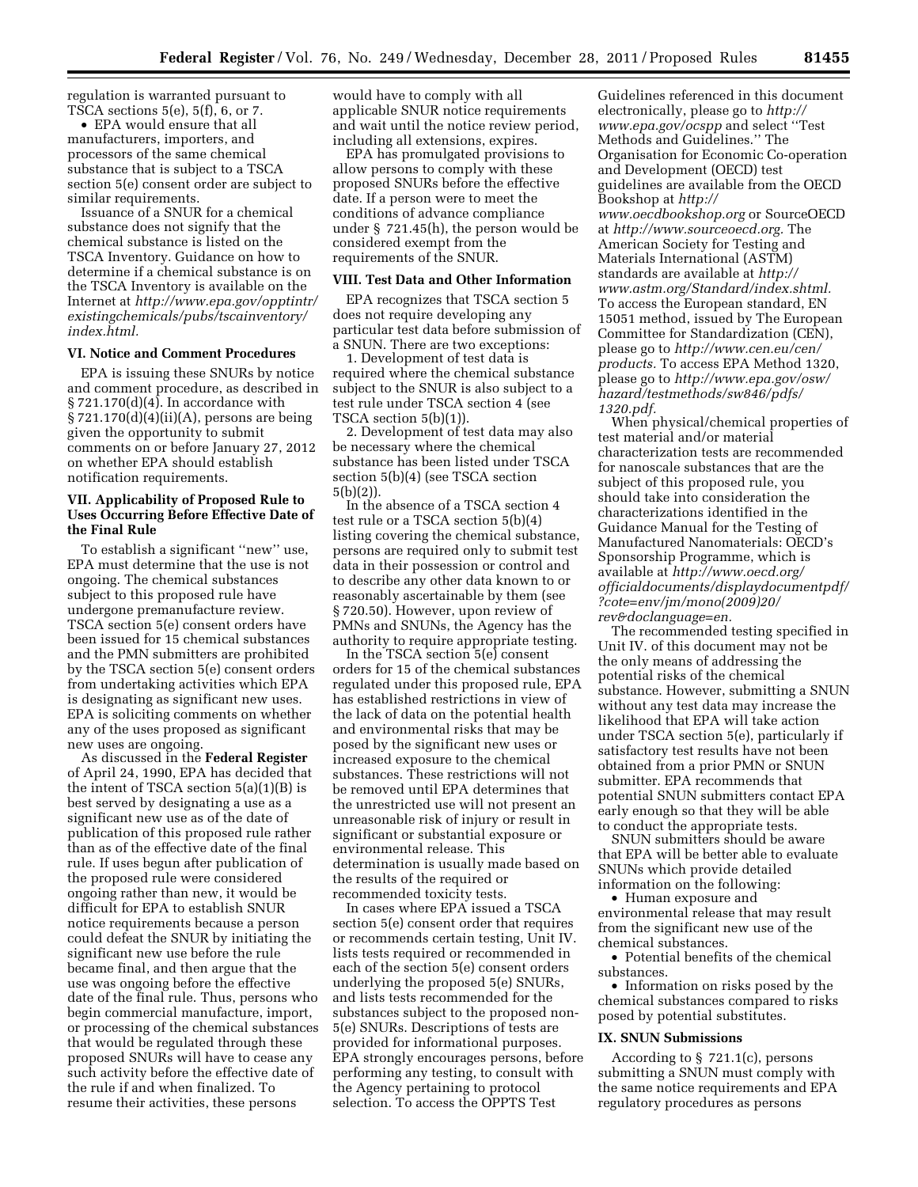regulation is warranted pursuant to TSCA sections 5(e), 5(f), 6, or 7.

- EPA would ensure that all manufacturers, importers, and processors of the same chemical substance that is subject to a TSCA section 5(e) consent order are subject to similar requirements.

Issuance of a SNUR for a chemical substance does not signify that the chemical substance is listed on the TSCA Inventory. Guidance on how to determine if a chemical substance is on the TSCA Inventory is available on the Internet at *http://www.epa.gov/opptintr/existingchemicals/pubs/tscainventory/index.html.*

## VI. Notice and Comment Procedures

EPA is issuing these SNURs by notice and comment procedure, as described in § 721.170(d)(4). In accordance with § 721.170(d)(4)(ii)(A), persons are being given the opportunity to submit comments on or before January 27, 2012 on whether EPA should establish notification requirements.

## VII. Applicability of Proposed Rule to Uses Occurring Before Effective Date of the Final Rule

To establish a significant ''new'' use, EPA must determine that the use is not ongoing. The chemical substances subject to this proposed rule have undergone premanufacture review. TSCA section 5(e) consent orders have been issued for 15 chemical substances and the PMN submitters are prohibited by the TSCA section 5(e) consent orders from undertaking activities which EPA is designating as significant new uses. EPA is soliciting comments on whether any of the uses proposed as significant new uses are ongoing.

As discussed in the **Federal Register** of April 24, 1990, EPA has decided that the intent of TSCA section 5(a)(1)(B) is best served by designating a use as a significant new use as of the date of publication of this proposed rule rather than as of the effective date of the final rule. If uses begun after publication of the proposed rule were considered ongoing rather than new, it would be difficult for EPA to establish SNUR notice requirements because a person could defeat the SNUR by initiating the significant new use before the rule became final, and then argue that the use was ongoing before the effective date of the final rule. Thus, persons who begin commercial manufacture, import, or processing of the chemical substances that would be regulated through these proposed SNURs will have to cease any such activity before the effective date of the rule if and when finalized. To resume their activities, these persons would have to comply with all applicable SNUR notice requirements and wait until the notice review period, including all extensions, expires.

EPA has promulgated provisions to allow persons to comply with these proposed SNURs before the effective date. If a person were to meet the conditions of advance compliance under § 721.45(h), the person would be considered exempt from the requirements of the SNUR.

## VIII. Test Data and Other Information

EPA recognizes that TSCA section 5 does not require developing any particular test data before submission of a SNUN. There are two exceptions:

1. Development of test data is required where the chemical substance subject to the SNUR is also subject to a test rule under TSCA section 4 (see TSCA section 5(b)(1)).

2. Development of test data may also be necessary where the chemical substance has been listed under TSCA section 5(b)(4) (see TSCA section 5(b)(2)).

In the absence of a TSCA section 4 test rule or a TSCA section 5(b)(4) listing covering the chemical substance, persons are required only to submit test data in their possession or control and to describe any other data known to or reasonably ascertainable by them (see § 720.50). However, upon review of PMNs and SNUNs, the Agency has the authority to require appropriate testing.

In the TSCA section 5(e) consent orders for 15 of the chemical substances regulated under this proposed rule, EPA has established restrictions in view of the lack of data on the potential health and environmental risks that may be posed by the significant new uses or increased exposure to the chemical substances. These restrictions will not be removed until EPA determines that the unrestricted use will not present an unreasonable risk of injury or result in significant or substantial exposure or environmental release. This determination is usually made based on the results of the required or recommended toxicity tests.

In cases where EPA issued a TSCA section 5(e) consent order that requires or recommends certain testing, Unit IV. lists tests required or recommended in each of the section 5(e) consent orders underlying the proposed 5(e) SNURs, and lists tests recommended for the substances subject to the proposed non-5(e) SNURs. Descriptions of tests are provided for informational purposes. EPA strongly encourages persons, before performing any testing, to consult with the Agency pertaining to protocol selection. To access the OPPTS Test Guidelines referenced in this document electronically, please go to *http://www.epa.gov/ocspp* and select ''Test Methods and Guidelines.'' The Organisation for Economic Co-operation and Development (OECD) test guidelines are available from the OECD Bookshop at *http://www.oecdbookshop.org* or SourceOECD at *http://www.sourceoecd.org.* The American Society for Testing and Materials International (ASTM) standards are available at *http://www.astm.org/Standard/index.shtml.* To access the European standard, EN 15051 method, issued by The European Committee for Standardization (CEN), please go to *http://www.cen.eu/cen/products.* To access EPA Method 1320, please go to *http://www.epa.gov/osw/hazard/testmethods/sw846/pdfs/1320.pdf.*

When physical/chemical properties of test material and/or material characterization tests are recommended for nanoscale substances that are the subject of this proposed rule, you should take into consideration the characterizations identified in the Guidance Manual for the Testing of Manufactured Nanomaterials: OECD's Sponsorship Programme, which is available at *http://www.oecd.org/officialdocuments/displaydocumentpdf/?cote=env/jm/mono(2009)20/rev&doclanguage=en.*

The recommended testing specified in Unit IV. of this document may not be the only means of addressing the potential risks of the chemical substance. However, submitting a SNUN without any test data may increase the likelihood that EPA will take action under TSCA section 5(e), particularly if satisfactory test results have not been obtained from a prior PMN or SNUN submitter. EPA recommends that potential SNUN submitters contact EPA early enough so that they will be able to conduct the appropriate tests.

SNUN submitters should be aware that EPA will be better able to evaluate SNUNs which provide detailed information on the following:

- Human exposure and environmental release that may result from the significant new use of the chemical substances.
- Potential benefits of the chemical substances.
- Information on risks posed by the chemical substances compared to risks posed by potential substitutes.

## IX. SNUN Submissions

According to § 721.1(c), persons submitting a SNUN must comply with the same notice requirements and EPA regulatory procedures as persons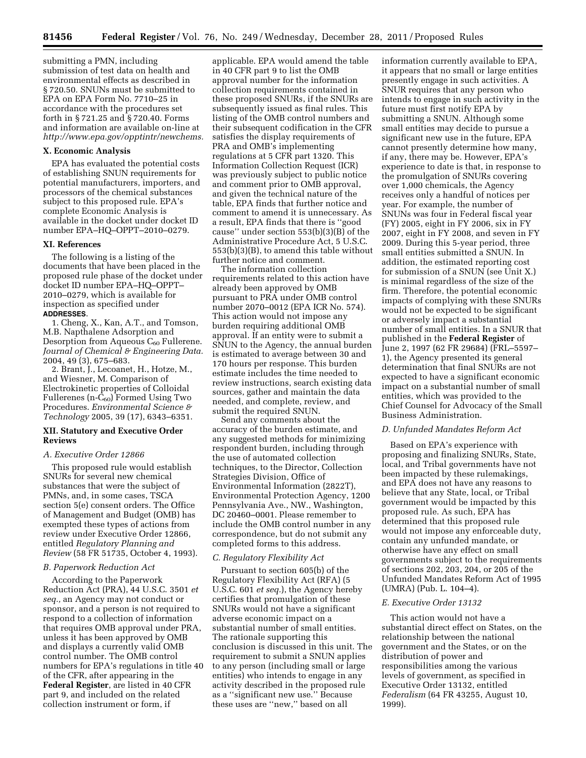submitting a PMN, including submission of test data on health and environmental effects as described in § 720.50. SNUNs must be submitted to EPA on EPA Form No. 7710–25 in accordance with the procedures set forth in § 721.25 and § 720.40. Forms and information are available on-line at *http://www.epa.gov/opptintr/newchems*.

## X. Economic Analysis

EPA has evaluated the potential costs of establishing SNUN requirements for potential manufacturers, importers, and processors of the chemical substances subject to this proposed rule. EPA's complete Economic Analysis is available in the docket under docket ID number EPA–HQ–OPPT–2010–0279.

## XI. References

The following is a listing of the documents that have been placed in the proposed rule phase of the docket under docket ID number EPA–HQ–OPPT–2010–0279, which is available for inspection as specified under **ADDRESSES**.

1. Cheng, X., Kan, A.T., and Tomson, M.B. Napthalene Adsorption and Desorption from Aqueous $C_{60}$ Fullerene. *Journal of Chemical & Engineering Data.* 2004, 49 (3), 675–683.

2. Brant, J., Lecoanet, H., Hotze, M., and Wiesner, M. Comparison of Electrokinetic properties of Colloidal Fullerenes (n-$C_{60}$) Formed Using Two Procedures. *Environmental Science & Technology* 2005, 39 (17), 6343–6351.

## XII. Statutory and Executive Order Reviews

### A. Executive Order 12866

This proposed rule would establish SNURs for several new chemical substances that were the subject of PMNs, and, in some cases, TSCA section 5(e) consent orders. The Office of Management and Budget (OMB) has exempted these types of actions from review under Executive Order 12866, entitled *Regulatory Planning and Review* (58 FR 51735, October 4, 1993).

### B. Paperwork Reduction Act

According to the Paperwork Reduction Act (PRA), 44 U.S.C. 3501 *et seq.,* an Agency may not conduct or sponsor, and a person is not required to respond to a collection of information that requires OMB approval under PRA, unless it has been approved by OMB and displays a currently valid OMB control number. The OMB control numbers for EPA's regulations in title 40 of the CFR, after appearing in the **Federal Register**, are listed in 40 CFR part 9, and included on the related collection instrument or form, if applicable. EPA would amend the table in 40 CFR part 9 to list the OMB approval number for the information collection requirements contained in these proposed SNURs, if the SNURs are subsequently issued as final rules. This listing of the OMB control numbers and their subsequent codification in the CFR satisfies the display requirements of PRA and OMB's implementing regulations at 5 CFR part 1320. This Information Collection Request (ICR) was previously subject to public notice and comment prior to OMB approval, and given the technical nature of the table, EPA finds that further notice and comment to amend it is unnecessary. As a result, EPA finds that there is ''good cause'' under section 553(b)(3)(B) of the Administrative Procedure Act, 5 U.S.C. 553(b)(3)(B), to amend this table without further notice and comment.

The information collection requirements related to this action have already been approved by OMB pursuant to PRA under OMB control number 2070–0012 (EPA ICR No. 574). This action would not impose any burden requiring additional OMB approval. If an entity were to submit a SNUN to the Agency, the annual burden is estimated to average between 30 and 170 hours per response. This burden estimate includes the time needed to review instructions, search existing data sources, gather and maintain the data needed, and complete, review, and submit the required SNUN.

Send any comments about the accuracy of the burden estimate, and any suggested methods for minimizing respondent burden, including through the use of automated collection techniques, to the Director, Collection Strategies Division, Office of Environmental Information (2822T), Environmental Protection Agency, 1200 Pennsylvania Ave., NW., Washington, DC 20460–0001. Please remember to include the OMB control number in any correspondence, but do not submit any completed forms to this address.

### C. Regulatory Flexibility Act

Pursuant to section 605(b) of the Regulatory Flexibility Act (RFA) (5 U.S.C. 601 *et seq.*), the Agency hereby certifies that promulgation of these SNURs would not have a significant adverse economic impact on a substantial number of small entities. The rationale supporting this conclusion is discussed in this unit. The requirement to submit a SNUN applies to any person (including small or large entities) who intends to engage in any activity described in the proposed rule as a ''significant new use.'' Because these uses are ''new,'' based on all information currently available to EPA, it appears that no small or large entities presently engage in such activities. A SNUR requires that any person who intends to engage in such activity in the future must first notify EPA by submitting a SNUN. Although some small entities may decide to pursue a significant new use in the future, EPA cannot presently determine how many, if any, there may be. However, EPA's experience to date is that, in response to the promulgation of SNURs covering over 1,000 chemicals, the Agency receives only a handful of notices per year. For example, the number of SNUNs was four in Federal fiscal year (FY) 2005, eight in FY 2006, six in FY 2007, eight in FY 2008, and seven in FY 2009. During this 5-year period, three small entities submitted a SNUN. In addition, the estimated reporting cost for submission of a SNUN (see Unit X.) is minimal regardless of the size of the firm. Therefore, the potential economic impacts of complying with these SNURs would not be expected to be significant or adversely impact a substantial number of small entities. In a SNUR that published in the **Federal Register** of June 2, 1997 (62 FR 29684) (FRL–5597–1), the Agency presented its general determination that final SNURs are not expected to have a significant economic impact on a substantial number of small entities, which was provided to the Chief Counsel for Advocacy of the Small Business Administration.

### D. Unfunded Mandates Reform Act

Based on EPA's experience with proposing and finalizing SNURs, State, local, and Tribal governments have not been impacted by these rulemakings, and EPA does not have any reasons to believe that any State, local, or Tribal government would be impacted by this proposed rule. As such, EPA has determined that this proposed rule would not impose any enforceable duty, contain any unfunded mandate, or otherwise have any effect on small governments subject to the requirements of sections 202, 203, 204, or 205 of the Unfunded Mandates Reform Act of 1995 (UMRA) (Pub. L. 104–4).

### E. Executive Order 13132

This action would not have a substantial direct effect on States, on the relationship between the national government and the States, or on the distribution of power and responsibilities among the various levels of government, as specified in Executive Order 13132, entitled *Federalism* (64 FR 43255, August 10, 1999).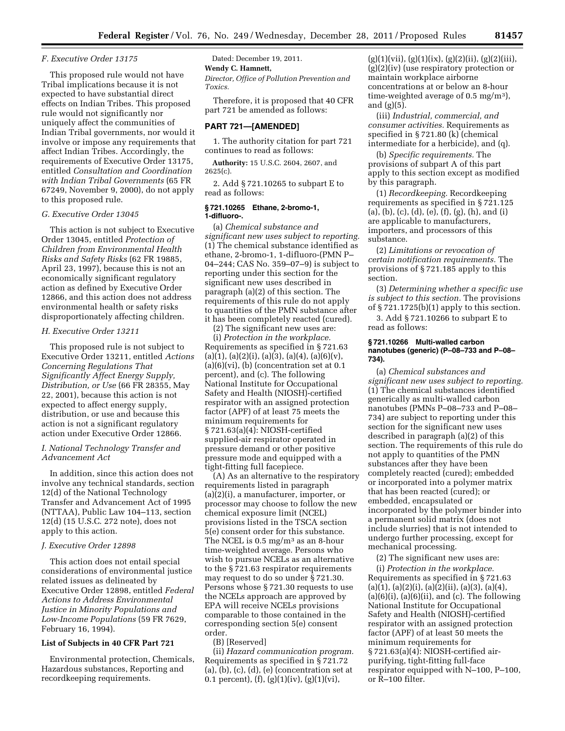### F. Executive Order 13175

This proposed rule would not have Tribal implications because it is not expected to have substantial direct effects on Indian Tribes. This proposed rule would not significantly nor uniquely affect the communities of Indian Tribal governments, nor would it involve or impose any requirements that affect Indian Tribes. Accordingly, the requirements of Executive Order 13175, entitled *Consultation and Coordination with Indian Tribal Governments* (65 FR 67249, November 9, 2000), do not apply to this proposed rule.

### G. Executive Order 13045

This action is not subject to Executive Order 13045, entitled *Protection of Children from Environmental Health Risks and Safety Risks* (62 FR 19885, April 23, 1997), because this is not an economically significant regulatory action as defined by Executive Order 12866, and this action does not address environmental health or safety risks disproportionately affecting children.

### H. Executive Order 13211

This proposed rule is not subject to Executive Order 13211, entitled *Actions Concerning Regulations That Significantly Affect Energy Supply, Distribution, or Use* (66 FR 28355, May 22, 2001), because this action is not expected to affect energy supply, distribution, or use and because this action is not a significant regulatory action under Executive Order 12866.

### I. National Technology Transfer and Advancement Act

In addition, since this action does not involve any technical standards, section 12(d) of the National Technology Transfer and Advancement Act of 1995 (NTTAA), Public Law 104–113, section 12(d) (15 U.S.C. 272 note), does not apply to this action.

### J. Executive Order 12898

This action does not entail special considerations of environmental justice related issues as delineated by Executive Order 12898, entitled *Federal Actions to Address Environmental Justice in Minority Populations and Low-Income Populations* (59 FR 7629, February 16, 1994).

**List of Subjects in 40 CFR Part 721**

Environmental protection, Chemicals, Hazardous substances, Reporting and recordkeeping requirements.

Dated: December 19, 2011.

**Wendy C. Hamnett,**

*Director, Office of Pollution Prevention and Toxics.*

Therefore, it is proposed that 40 CFR part 721 be amended as follows:

## PART 721—[AMENDED]

1. The authority citation for part 721 continues to read as follows:

**Authority:** 15 U.S.C. 2604, 2607, and 2625(c).

2. Add § 721.10265 to subpart E to read as follows:

**§ 721.10265 Ethane, 2-bromo-1, 1-difluoro-.**

(a) *Chemical substance and significant new uses subject to reporting.* (1) The chemical substance identified as ethane, 2-bromo-1, 1-difluoro-(PMN P–04–244; CAS No. 359–07–9) is subject to reporting under this section for the significant new uses described in paragraph (a)(2) of this section. The requirements of this rule do not apply to quantities of the PMN substance after it has been completely reacted (cured).

(2) The significant new uses are:

(i) *Protection in the workplace.* Requirements as specified in § 721.63 (a)(1), (a)(2)(i), (a)(3), (a)(4), (a)(6)(v), (a)(6)(vi), (b) (concentration set at 0.1 percent), and (c). The following National Institute for Occupational Safety and Health (NIOSH)-certified respirator with an assigned protection factor (APF) of at least 75 meets the minimum requirements for § 721.63(a)(4): NIOSH-certified supplied-air respirator operated in pressure demand or other positive pressure mode and equipped with a tight-fitting full facepiece.

(A) As an alternative to the respiratory requirements listed in paragraph (a)(2)(i), a manufacturer, importer, or processor may choose to follow the new chemical exposure limit (NCEL) provisions listed in the TSCA section 5(e) consent order for this substance. The NCEL is 0.5 mg/m$^3$ as an 8-hour time-weighted average. Persons who wish to pursue NCELs as an alternative to the § 721.63 respirator requirements may request to do so under § 721.30. Persons whose § 721.30 requests to use the NCELs approach are approved by EPA will receive NCELs provisions comparable to those contained in the corresponding section 5(e) consent order.

(B) [Reserved]

(ii) *Hazard communication program.* Requirements as specified in § 721.72 (a), (b), (c), (d), (e) (concentration set at 0.1 percent), (f), (g)(1)(iv), (g)(1)(vi), (g)(1)(vii), (g)(1)(ix), (g)(2)(ii), (g)(2)(iii), (g)(2)(iv) (use respiratory protection or maintain workplace airborne concentrations at or below an 8-hour time-weighted average of 0.5 mg/m$^3$), and (g)(5).

(iii) *Industrial, commercial, and consumer activities.* Requirements as specified in § 721.80 (k) (chemical intermediate for a herbicide), and (q).

(b) *Specific requirements.* The provisions of subpart A of this part apply to this section except as modified by this paragraph.

(1) *Recordkeeping.* Recordkeeping requirements as specified in § 721.125 (a), (b), (c), (d), (e), (f), (g), (h), and (i) are applicable to manufacturers, importers, and processors of this substance.

(2) *Limitations or revocation of certain notification requirements.* The provisions of § 721.185 apply to this section.

(3) *Determining whether a specific use is subject to this section.* The provisions of § 721.1725(b)(1) apply to this section.

3. Add § 721.10266 to subpart E to read as follows:

**§ 721.10266 Multi-walled carbon nanotubes (generic) (P–08–733 and P–08–734).**

(a) *Chemical substances and significant new uses subject to reporting.* (1) The chemical substances identified generically as multi-walled carbon nanotubes (PMNs P–08–733 and P–08–734) are subject to reporting under this section for the significant new uses described in paragraph (a)(2) of this section. The requirements of this rule do not apply to quantities of the PMN substances after they have been completely reacted (cured); embedded or incorporated into a polymer matrix that has been reacted (cured); or embedded, encapsulated or incorporated by the polymer binder into a permanent solid matrix (does not include slurries) that is not intended to undergo further processing, except for mechanical processing.

(2) The significant new uses are:

(i) *Protection in the workplace.* Requirements as specified in § 721.63 (a)(1), (a)(2)(i), (a)(2)(ii), (a)(3), (a)(4), (a)(6)(i), (a)(6)(ii), and (c). The following National Institute for Occupational Safety and Health (NIOSH)-certified respirator with an assigned protection factor (APF) of at least 50 meets the minimum requirements for § 721.63(a)(4): NIOSH-certified air-purifying, tight-fitting full-face respirator equipped with N–100, P–100, or R–100 filter.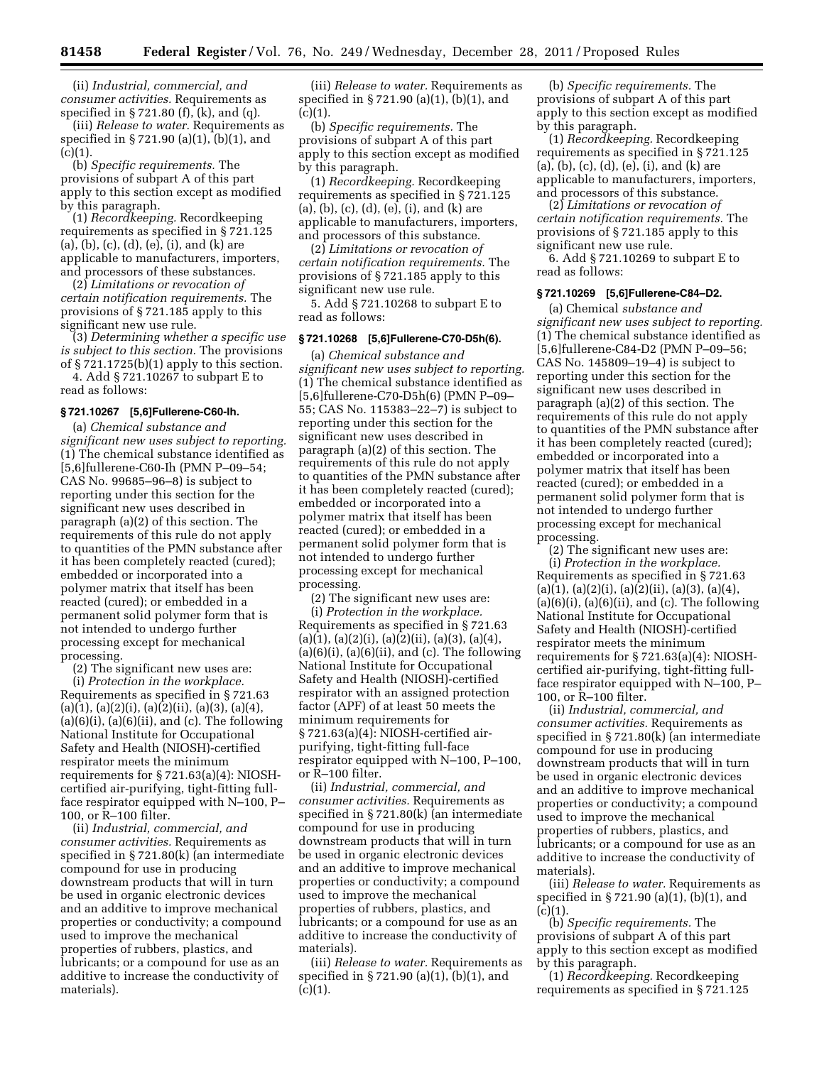(ii) *Industrial, commercial, and consumer activities.* Requirements as specified in § 721.80 (f), (k), and (q).

(iii) *Release to water.* Requirements as specified in § 721.90 (a)(1), (b)(1), and (c)(1).

(b) *Specific requirements.* The provisions of subpart A of this part apply to this section except as modified by this paragraph.

(1) *Recordkeeping.* Recordkeeping requirements as specified in § 721.125 (a), (b), (c), (d), (e), (i), and (k) are applicable to manufacturers, importers, and processors of these substances.

(2) *Limitations or revocation of certain notification requirements.* The provisions of § 721.185 apply to this significant new use rule.

(3) *Determining whether a specific use is subject to this section.* The provisions of § 721.1725(b)(1) apply to this section.

4. Add § 721.10267 to subpart E to read as follows:

### § 721.10267 [5,6]Fullerene-C60-Ih.

(a) *Chemical substance and significant new uses subject to reporting.* (1) The chemical substance identified as [5,6]fullerene-C60-Ih (PMN P–09–54; CAS No. 99685–96–8) is subject to reporting under this section for the significant new uses described in paragraph (a)(2) of this section. The requirements of this rule do not apply to quantities of the PMN substance after it has been completely reacted (cured); embedded or incorporated into a polymer matrix that itself has been reacted (cured); or embedded in a permanent solid polymer form that is not intended to undergo further processing except for mechanical processing.

(2) The significant new uses are:

(i) *Protection in the workplace.* Requirements as specified in § 721.63 (a)(1), (a)(2)(i), (a)(2)(ii), (a)(3), (a)(4), (a)(6)(i), (a)(6)(ii), and (c). The following National Institute for Occupational Safety and Health (NIOSH)-certified respirator meets the minimum requirements for § 721.63(a)(4): NIOSH-certified air-purifying, tight-fitting full-face respirator equipped with N–100, P–100, or R–100 filter.

(ii) *Industrial, commercial, and consumer activities.* Requirements as specified in § 721.80(k) (an intermediate compound for use in producing downstream products that will in turn be used in organic electronic devices and an additive to improve mechanical properties or conductivity; a compound used to improve the mechanical properties of rubbers, plastics, and lubricants; or a compound for use as an additive to increase the conductivity of materials).

(iii) *Release to water.* Requirements as specified in § 721.90 (a)(1), (b)(1), and (c)(1).

(b) *Specific requirements.* The provisions of subpart A of this part apply to this section except as modified by this paragraph.

(1) *Recordkeeping.* Recordkeeping requirements as specified in § 721.125 (a), (b), (c), (d), (e), (i), and (k) are applicable to manufacturers, importers, and processors of this substance.

(2) *Limitations or revocation of certain notification requirements.* The provisions of § 721.185 apply to this significant new use rule.

5. Add § 721.10268 to subpart E to read as follows:

### § 721.10268 [5,6]Fullerene-C70-D5h(6).

(a) *Chemical substance and significant new uses subject to reporting.* (1) The chemical substance identified as [5,6]fullerene-C70-D5h(6) (PMN P–09–55; CAS No. 115383–22–7) is subject to reporting under this section for the significant new uses described in paragraph (a)(2) of this section. The requirements of this rule do not apply to quantities of the PMN substance after it has been completely reacted (cured); embedded or incorporated into a polymer matrix that itself has been reacted (cured); or embedded in a permanent solid polymer form that is not intended to undergo further processing except for mechanical processing.

(2) The significant new uses are:

(i) *Protection in the workplace.* Requirements as specified in § 721.63 (a)(1), (a)(2)(i), (a)(2)(ii), (a)(3), (a)(4), (a)(6)(i), (a)(6)(ii), and (c). The following National Institute for Occupational Safety and Health (NIOSH)-certified respirator with an assigned protection factor (APF) of at least 50 meets the minimum requirements for § 721.63(a)(4): NIOSH-certified air-purifying, tight-fitting full-face respirator equipped with N–100, P–100, or R–100 filter.

(ii) *Industrial, commercial, and consumer activities.* Requirements as specified in § 721.80(k) (an intermediate compound for use in producing downstream products that will in turn be used in organic electronic devices and an additive to improve mechanical properties or conductivity; a compound used to improve the mechanical properties of rubbers, plastics, and lubricants; or a compound for use as an additive to increase the conductivity of materials).

(iii) *Release to water.* Requirements as specified in § 721.90 (a)(1), (b)(1), and (c)(1).

(b) *Specific requirements.* The provisions of subpart A of this part apply to this section except as modified by this paragraph.

(1) *Recordkeeping.* Recordkeeping requirements as specified in § 721.125 (a), (b), (c), (d), (e), (i), and (k) are applicable to manufacturers, importers, and processors of this substance.

(2) *Limitations or revocation of certain notification requirements.* The provisions of § 721.185 apply to this significant new use rule.

6. Add § 721.10269 to subpart E to read as follows:

### § 721.10269 [5,6]Fullerene-C84–D2.

(a) Chemical *substance and significant new uses subject to reporting.* (1) The chemical substance identified as [5,6]fullerene-C84-D2 (PMN P–09–56; CAS No. 145809–19–4) is subject to reporting under this section for the significant new uses described in paragraph (a)(2) of this section. The requirements of this rule do not apply to quantities of the PMN substance after it has been completely reacted (cured); embedded or incorporated into a polymer matrix that itself has been reacted (cured); or embedded in a permanent solid polymer form that is not intended to undergo further processing except for mechanical processing.

(2) The significant new uses are:

(i) *Protection in the workplace.* Requirements as specified in § 721.63 (a)(1), (a)(2)(i), (a)(2)(ii), (a)(3), (a)(4), (a)(6)(i), (a)(6)(ii), and (c). The following National Institute for Occupational Safety and Health (NIOSH)-certified respirator meets the minimum requirements for § 721.63(a)(4): NIOSH-certified air-purifying, tight-fitting full-face respirator equipped with N–100, P–100, or R–100 filter.

(ii) *Industrial, commercial, and consumer activities.* Requirements as specified in § 721.80(k) (an intermediate compound for use in producing downstream products that will in turn be used in organic electronic devices and an additive to improve mechanical properties or conductivity; a compound used to improve the mechanical properties of rubbers, plastics, and lubricants; or a compound for use as an additive to increase the conductivity of materials).

(iii) *Release to water.* Requirements as specified in § 721.90 (a)(1), (b)(1), and (c)(1).

(b) *Specific requirements.* The provisions of subpart A of this part apply to this section except as modified by this paragraph.

(1) *Recordkeeping.* Recordkeeping requirements as specified in § 721.125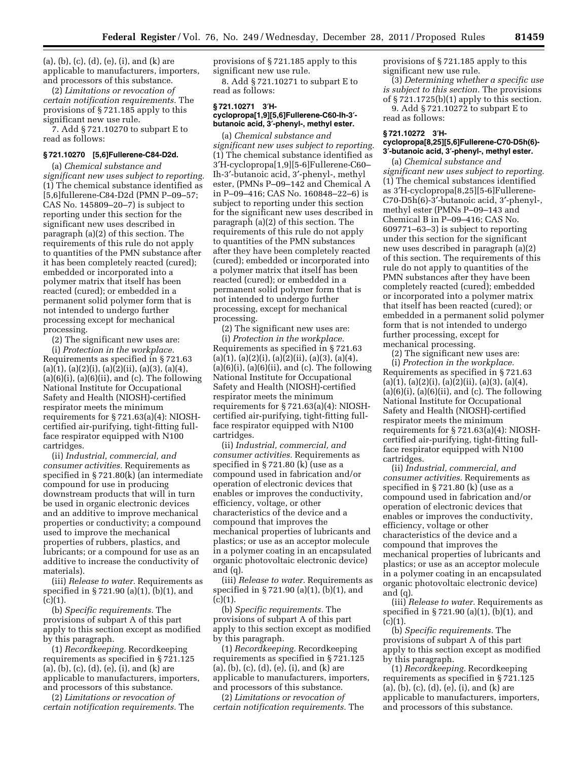(a), (b), (c), (d), (e), (i), and (k) are applicable to manufacturers, importers, and processors of this substance.

(2) *Limitations or revocation of certain notification requirements.* The provisions of § 721.185 apply to this significant new use rule.

7. Add § 721.10270 to subpart E to read as follows:

### § 721.10270 [5,6]Fullerene-C84-D2d.

(a) *Chemical substance and significant new uses subject to reporting.* (1) The chemical substance identified as [5,6]fullerene-C84-D2d (PMN P–09–57; CAS No. 145809–20–7) is subject to reporting under this section for the significant new uses described in paragraph (a)(2) of this section. The requirements of this rule do not apply to quantities of the PMN substance after it has been completely reacted (cured); embedded or incorporated into a polymer matrix that itself has been reacted (cured); or embedded in a permanent solid polymer form that is not intended to undergo further processing except for mechanical processing.

(2) The significant new uses are:

(i) *Protection in the workplace.* Requirements as specified in § 721.63 (a)(1), (a)(2)(i), (a)(2)(ii), (a)(3), (a)(4), (a)(6)(i), (a)(6)(ii), and (c). The following National Institute for Occupational Safety and Health (NIOSH)-certified respirator meets the minimum requirements for § 721.63(a)(4): NIOSH-certified air-purifying, tight-fitting full-face respirator equipped with N100 cartridges.

(ii) *Industrial, commercial, and consumer activities.* Requirements as specified in § 721.80(k) (an intermediate compound for use in producing downstream products that will in turn be used in organic electronic devices and an additive to improve mechanical properties or conductivity; a compound used to improve the mechanical properties of rubbers, plastics, and lubricants; or a compound for use as an additive to increase the conductivity of materials).

(iii) *Release to water.* Requirements as specified in § 721.90 (a)(1), (b)(1), and (c)(1).

(b) *Specific requirements.* The provisions of subpart A of this part apply to this section except as modified by this paragraph.

(1) *Recordkeeping.* Recordkeeping requirements as specified in § 721.125 (a), (b), (c), (d), (e), (i), and (k) are applicable to manufacturers, importers, and processors of this substance.

(2) *Limitations or revocation of certain notification requirements.* The provisions of § 721.185 apply to this significant new use rule.

8. Add § 721.10271 to subpart E to read as follows:

### § 721.10271 3′H-cyclopropa[1,9][5,6]Fullerene-C60-Ih-3′-butanoic acid, 3′-phenyl-, methyl ester.

(a) *Chemical substance and significant new uses subject to reporting.* (1) The chemical substance identified as 3′H-cyclopropa[1,9][5-6]Fullerene-C60–Ih-3′-butanoic acid, 3′-phenyl-, methyl ester, (PMNs P–09–142 and Chemical A in P–09–416; CAS No. 160848–22–6) is subject to reporting under this section for the significant new uses described in paragraph (a)(2) of this section. The requirements of this rule do not apply to quantities of the PMN substances after they have been completely reacted (cured); embedded or incorporated into a polymer matrix that itself has been reacted (cured); or embedded in a permanent solid polymer form that is not intended to undergo further processing, except for mechanical processing.

(2) The significant new uses are:

(i) *Protection in the workplace.* Requirements as specified in § 721.63 (a)(1), (a)(2)(i), (a)(2)(ii), (a)(3), (a)(4), (a)(6)(i), (a)(6)(ii), and (c). The following National Institute for Occupational Safety and Health (NIOSH)-certified respirator meets the minimum requirements for § 721.63(a)(4): NIOSH-certified air-purifying, tight-fitting full-face respirator equipped with N100 cartridges.

(ii) *Industrial, commercial, and consumer activities.* Requirements as specified in § 721.80 (k) (use as a compound used in fabrication and/or operation of electronic devices that enables or improves the conductivity, efficiency, voltage, or other characteristics of the device and a compound that improves the mechanical properties of lubricants and plastics; or use as an acceptor molecule in a polymer coating in an encapsulated organic photovoltaic electronic device) and (q).

(iii) *Release to water.* Requirements as specified in § 721.90 (a)(1), (b)(1), and (c)(1).

(b) *Specific requirements.* The provisions of subpart A of this part apply to this section except as modified by this paragraph.

(1) *Recordkeeping.* Recordkeeping requirements as specified in § 721.125 (a), (b), (c), (d), (e), (i), and (k) are applicable to manufacturers, importers, and processors of this substance.

(2) *Limitations or revocation of certain notification requirements.* The provisions of § 721.185 apply to this significant new use rule.

(3) *Determining whether a specific use is subject to this section.* The provisions of § 721.1725(b)(1) apply to this section.

9. Add § 721.10272 to subpart E to read as follows:

### § 721.10272 3′H-cyclopropa[8,25][5,6]Fullerene-C70-D5h(6)-3′-butanoic acid, 3′-phenyl-, methyl ester.

(a) *Chemical substance and significant new uses subject to reporting.* (1) The chemical substances identified as 3′H-cyclopropa[8,25][5-6]Fullerene-C70-D5h(6)-3′-butanoic acid, 3′-phenyl-, methyl ester (PMNs P–09–143 and Chemical B in P–09–416; CAS No. 609771–63–3) is subject to reporting under this section for the significant new uses described in paragraph (a)(2) of this section. The requirements of this rule do not apply to quantities of the PMN substances after they have been completely reacted (cured); embedded or incorporated into a polymer matrix that itself has been reacted (cured); or embedded in a permanent solid polymer form that is not intended to undergo further processing, except for mechanical processing.

(2) The significant new uses are:

(i) *Protection in the workplace.* Requirements as specified in § 721.63 (a)(1), (a)(2)(i), (a)(2)(ii), (a)(3), (a)(4), (a)(6)(i), (a)(6)(ii), and (c). The following National Institute for Occupational Safety and Health (NIOSH)-certified respirator meets the minimum requirements for § 721.63(a)(4): NIOSH-certified air-purifying, tight-fitting full-face respirator equipped with N100 cartridges.

(ii) *Industrial, commercial, and consumer activities.* Requirements as specified in § 721.80 (k) (use as a compound used in fabrication and/or operation of electronic devices that enables or improves the conductivity, efficiency, voltage or other characteristics of the device and a compound that improves the mechanical properties of lubricants and plastics; or use as an acceptor molecule in a polymer coating in an encapsulated organic photovoltaic electronic device) and (q).

(iii) *Release to water.* Requirements as specified in § 721.90 (a)(1), (b)(1), and (c)(1).

(b) *Specific requirements.* The provisions of subpart A of this part apply to this section except as modified by this paragraph.

(1) *Recordkeeping.* Recordkeeping requirements as specified in § 721.125 (a), (b), (c), (d), (e), (i), and (k) are applicable to manufacturers, importers, and processors of this substance.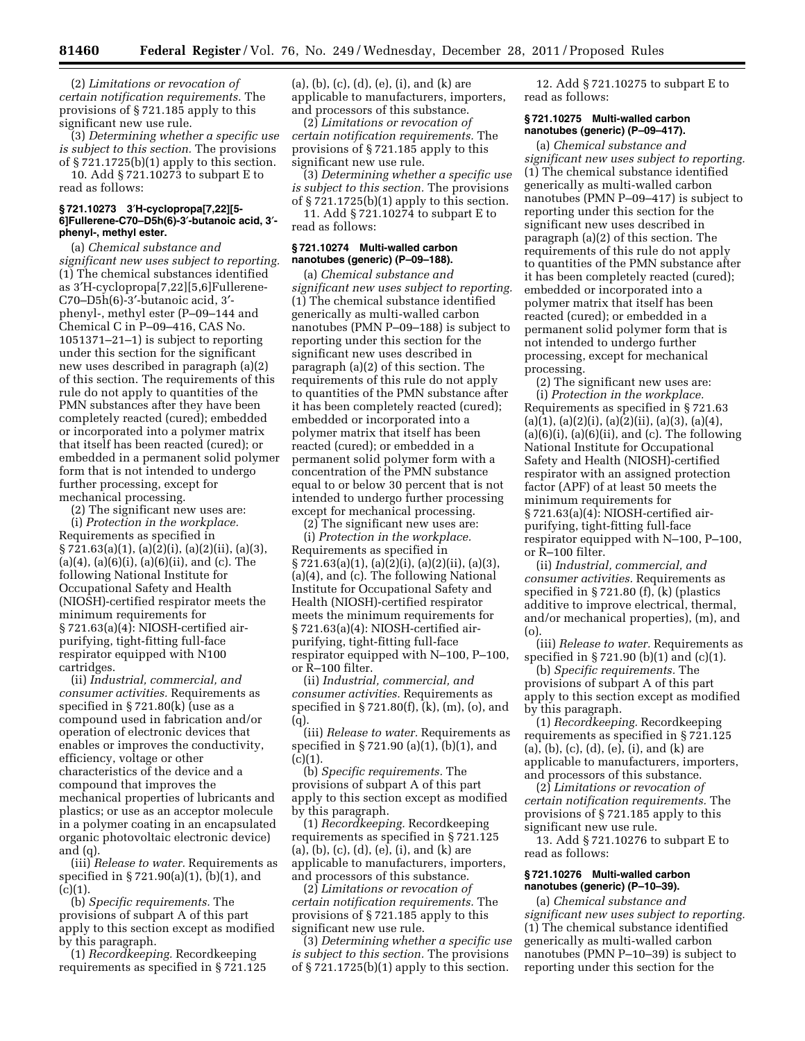(2) *Limitations or revocation of certain notification requirements.* The provisions of § 721.185 apply to this significant new use rule.

(3) *Determining whether a specific use is subject to this section.* The provisions of § 721.1725(b)(1) apply to this section.

10. Add § 721.10273 to subpart E to read as follows:

### § 721.10273 3′H-cyclopropa[7,22][5-6]Fullerene-C70–D5h(6)-3′-butanoic acid, 3′-phenyl-, methyl ester.

(a) *Chemical substance and significant new uses subject to reporting.* (1) The chemical substances identified as 3′H-cyclopropa[7,22][5,6]Fullerene-C70–D5h(6)-3′-butanoic acid, 3′-phenyl-, methyl ester (P–09–144 and Chemical C in P–09–416, CAS No. 1051371–21–1) is subject to reporting under this section for the significant new uses described in paragraph (a)(2) of this section. The requirements of this rule do not apply to quantities of the PMN substances after they have been completely reacted (cured); embedded or incorporated into a polymer matrix that itself has been reacted (cured); or embedded in a permanent solid polymer form that is not intended to undergo further processing, except for mechanical processing.

(2) The significant new uses are:

(i) *Protection in the workplace.* Requirements as specified in § 721.63(a)(1), (a)(2)(i), (a)(2)(ii), (a)(3), (a)(4), (a)(6)(i), (a)(6)(ii), and (c). The following National Institute for Occupational Safety and Health (NIOSH)-certified respirator meets the minimum requirements for § 721.63(a)(4): NIOSH-certified air-purifying, tight-fitting full-face respirator equipped with N100 cartridges.

(ii) *Industrial, commercial, and consumer activities.* Requirements as specified in § 721.80(k) (use as a compound used in fabrication and/or operation of electronic devices that enables or improves the conductivity, efficiency, voltage or other characteristics of the device and a compound that improves the mechanical properties of lubricants and plastics; or use as an acceptor molecule in a polymer coating in an encapsulated organic photovoltaic electronic device) and (q).

(iii) *Release to water.* Requirements as specified in § 721.90(a)(1), (b)(1), and (c)(1).

(b) *Specific requirements.* The provisions of subpart A of this part apply to this section except as modified by this paragraph.

(1) *Recordkeeping.* Recordkeeping requirements as specified in § 721.125 (a), (b), (c), (d), (e), (i), and (k) are applicable to manufacturers, importers, and processors of this substance.

(2) *Limitations or revocation of certain notification requirements.* The provisions of § 721.185 apply to this significant new use rule.

(3) *Determining whether a specific use is subject to this section.* The provisions of § 721.1725(b)(1) apply to this section.

11. Add § 721.10274 to subpart E to read as follows:

### § 721.10274 Multi-walled carbon nanotubes (generic) (P–09–188).

(a) *Chemical substance and significant new uses subject to reporting.* (1) The chemical substance identified generically as multi-walled carbon nanotubes (PMN P–09–188) is subject to reporting under this section for the significant new uses described in paragraph (a)(2) of this section. The requirements of this rule do not apply to quantities of the PMN substance after it has been completely reacted (cured); embedded or incorporated into a polymer matrix that itself has been reacted (cured); or embedded in a permanent solid polymer form with a concentration of the PMN substance equal to or below 30 percent that is not intended to undergo further processing except for mechanical processing.

(2) The significant new uses are:

(i) *Protection in the workplace.* Requirements as specified in § 721.63(a)(1), (a)(2)(i), (a)(2)(ii), (a)(3), (a)(4), and (c). The following National Institute for Occupational Safety and Health (NIOSH)-certified respirator meets the minimum requirements for § 721.63(a)(4): NIOSH-certified air-purifying, tight-fitting full-face respirator equipped with N–100, P–100, or R–100 filter.

(ii) *Industrial, commercial, and consumer activities.* Requirements as specified in § 721.80(f), (k), (m), (o), and (q).

(iii) *Release to water.* Requirements as specified in § 721.90 (a)(1), (b)(1), and (c)(1).

(b) *Specific requirements.* The provisions of subpart A of this part apply to this section except as modified by this paragraph.

(1) *Recordkeeping.* Recordkeeping requirements as specified in § 721.125 (a), (b), (c), (d), (e), (i), and (k) are applicable to manufacturers, importers, and processors of this substance.

(2) *Limitations or revocation of certain notification requirements.* The provisions of § 721.185 apply to this significant new use rule.

(3) *Determining whether a specific use is subject to this section.* The provisions of § 721.1725(b)(1) apply to this section.

12. Add § 721.10275 to subpart E to read as follows:

### § 721.10275 Multi-walled carbon nanotubes (generic) (P–09–417).

(a) *Chemical substance and significant new uses subject to reporting.* (1) The chemical substance identified generically as multi-walled carbon nanotubes (PMN P–09–417) is subject to reporting under this section for the significant new uses described in paragraph (a)(2) of this section. The requirements of this rule do not apply to quantities of the PMN substance after it has been completely reacted (cured); embedded or incorporated into a polymer matrix that itself has been reacted (cured); or embedded in a permanent solid polymer form that is not intended to undergo further processing, except for mechanical processing.

(2) The significant new uses are:

(i) *Protection in the workplace.* Requirements as specified in § 721.63 (a)(1), (a)(2)(i), (a)(2)(ii), (a)(3), (a)(4), (a)(6)(i), (a)(6)(ii), and (c). The following National Institute for Occupational Safety and Health (NIOSH)-certified respirator with an assigned protection factor (APF) of at least 50 meets the minimum requirements for § 721.63(a)(4): NIOSH-certified air-purifying, tight-fitting full-face respirator equipped with N–100, P–100, or R–100 filter.

(ii) *Industrial, commercial, and consumer activities.* Requirements as specified in § 721.80 (f), (k) (plastics additive to improve electrical, thermal, and/or mechanical properties), (m), and (o).

(iii) *Release to water.* Requirements as specified in § 721.90 (b)(1) and (c)(1).

(b) *Specific requirements.* The provisions of subpart A of this part apply to this section except as modified by this paragraph.

(1) *Recordkeeping.* Recordkeeping requirements as specified in § 721.125 (a), (b), (c), (d), (e), (i), and (k) are applicable to manufacturers, importers, and processors of this substance.

(2) *Limitations or revocation of certain notification requirements.* The provisions of § 721.185 apply to this significant new use rule.

13. Add § 721.10276 to subpart E to read as follows:

### § 721.10276 Multi-walled carbon nanotubes (generic) (P–10–39).

(a) *Chemical substance and significant new uses subject to reporting.* (1) The chemical substance identified generically as multi-walled carbon nanotubes (PMN P–10–39) is subject to reporting under this section for the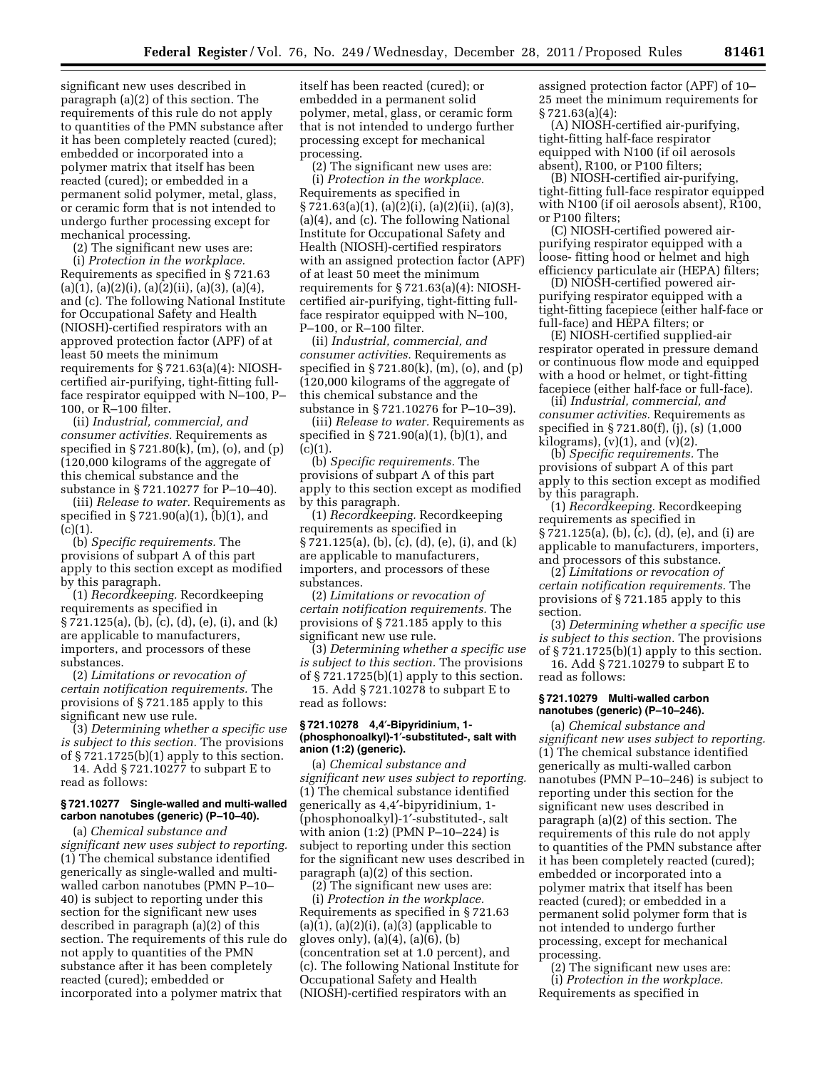significant new uses described in paragraph (a)(2) of this section. The requirements of this rule do not apply to quantities of the PMN substance after it has been completely reacted (cured); embedded or incorporated into a polymer matrix that itself has been reacted (cured); or embedded in a permanent solid polymer, metal, glass, or ceramic form that is not intended to undergo further processing except for mechanical processing.

(2) The significant new uses are:

(i) *Protection in the workplace.* Requirements as specified in § 721.63 (a)(1), (a)(2)(i), (a)(2)(ii), (a)(3), (a)(4), and (c). The following National Institute for Occupational Safety and Health (NIOSH)-certified respirators with an approved protection factor (APF) of at least 50 meets the minimum requirements for § 721.63(a)(4): NIOSH-certified air-purifying, tight-fitting full-face respirator equipped with N–100, P–100, or R–100 filter.

(ii) *Industrial, commercial, and consumer activities.* Requirements as specified in § 721.80(k), (m), (o), and (p) (120,000 kilograms of the aggregate of this chemical substance and the substance in § 721.10277 for P–10–40).

(iii) *Release to water.* Requirements as specified in § 721.90(a)(1), (b)(1), and (c)(1).

(b) *Specific requirements.* The provisions of subpart A of this part apply to this section except as modified by this paragraph.

(1) *Recordkeeping.* Recordkeeping requirements as specified in § 721.125(a), (b), (c), (d), (e), (i), and (k) are applicable to manufacturers, importers, and processors of these substances.

(2) *Limitations or revocation of certain notification requirements.* The provisions of § 721.185 apply to this significant new use rule.

(3) *Determining whether a specific use is subject to this section.* The provisions of § 721.1725(b)(1) apply to this section.

14. Add § 721.10277 to subpart E to read as follows:

### § 721.10277 Single-walled and multi-walled carbon nanotubes (generic) (P–10–40).

(a) *Chemical substance and significant new uses subject to reporting.* (1) The chemical substance identified generically as single-walled and multi-walled carbon nanotubes (PMN P–10–40) is subject to reporting under this section for the significant new uses described in paragraph (a)(2) of this section. The requirements of this rule do not apply to quantities of the PMN substance after it has been completely reacted (cured); embedded or incorporated into a polymer matrix that itself has been reacted (cured); or embedded in a permanent solid polymer, metal, glass, or ceramic form that is not intended to undergo further processing except for mechanical processing.

(2) The significant new uses are:

(i) *Protection in the workplace.* Requirements as specified in § 721.63(a)(1), (a)(2)(i), (a)(2)(ii), (a)(3), (a)(4), and (c). The following National Institute for Occupational Safety and Health (NIOSH)-certified respirators with an assigned protection factor (APF) of at least 50 meet the minimum requirements for § 721.63(a)(4): NIOSH-certified air-purifying, tight-fitting full-face respirator equipped with N–100, P–100, or R–100 filter.

(ii) *Industrial, commercial, and consumer activities.* Requirements as specified in § 721.80(k), (m), (o), and (p) (120,000 kilograms of the aggregate of this chemical substance and the substance in § 721.10276 for P–10–39).

(iii) *Release to water.* Requirements as specified in § 721.90(a)(1), (b)(1), and (c)(1).

(b) *Specific requirements.* The provisions of subpart A of this part apply to this section except as modified by this paragraph.

(1) *Recordkeeping.* Recordkeeping requirements as specified in § 721.125(a), (b), (c), (d), (e), (i), and (k) are applicable to manufacturers, importers, and processors of these substances.

(2) *Limitations or revocation of certain notification requirements.* The provisions of § 721.185 apply to this significant new use rule.

(3) *Determining whether a specific use is subject to this section.* The provisions of § 721.1725(b)(1) apply to this section.

15. Add § 721.10278 to subpart E to read as follows:

### § 721.10278 4,4′-Bipyridinium, 1-(phosphonoalkyl)-1′-substituted-, salt with anion (1:2) (generic).

(a) *Chemical substance and significant new uses subject to reporting.* (1) The chemical substance identified generically as 4,4′-bipyridinium, 1-(phosphonoalkyl)-1′-substituted-, salt with anion (1:2) (PMN P–10–224) is subject to reporting under this section for the significant new uses described in paragraph (a)(2) of this section.

(2) The significant new uses are:

(i) *Protection in the workplace.* Requirements as specified in § 721.63 (a)(1), (a)(2)(i), (a)(3) (applicable to gloves only), (a)(4), (a)(6), (b) (concentration set at 1.0 percent), and (c). The following National Institute for Occupational Safety and Health (NIOSH)-certified respirators with an assigned protection factor (APF) of 10–25 meet the minimum requirements for § 721.63(a)(4):

(A) NIOSH-certified air-purifying, tight-fitting half-face respirator equipped with N100 (if oil aerosols absent), R100, or P100 filters;

(B) NIOSH-certified air-purifying, tight-fitting full-face respirator equipped with N100 (if oil aerosols absent), R100, or P100 filters;

(C) NIOSH-certified powered air-purifying respirator equipped with a loose- fitting hood or helmet and high efficiency particulate air (HEPA) filters;

(D) NIOSH-certified powered air-purifying respirator equipped with a tight-fitting facepiece (either half-face or full-face) and HEPA filters; or

(E) NIOSH-certified supplied-air respirator operated in pressure demand or continuous flow mode and equipped with a hood or helmet, or tight-fitting facepiece (either half-face or full-face).

(ii) *Industrial, commercial, and consumer activities.* Requirements as specified in § 721.80(f), (j), (s) (1,000 kilograms), (v)(1), and (v)(2).

(b) *Specific requirements.* The provisions of subpart A of this part apply to this section except as modified by this paragraph.

(1) *Recordkeeping.* Recordkeeping requirements as specified in § 721.125(a), (b), (c), (d), (e), and (i) are applicable to manufacturers, importers, and processors of this substance.

(2) *Limitations or revocation of certain notification requirements.* The provisions of § 721.185 apply to this section.

(3) *Determining whether a specific use is subject to this section.* The provisions of § 721.1725(b)(1) apply to this section.

16. Add § 721.10279 to subpart E to read as follows:

### § 721.10279 Multi-walled carbon nanotubes (generic) (P–10–246).

(a) *Chemical substance and significant new uses subject to reporting.* (1) The chemical substance identified generically as multi-walled carbon nanotubes (PMN P–10–246) is subject to reporting under this section for the significant new uses described in paragraph (a)(2) of this section. The requirements of this rule do not apply to quantities of the PMN substance after it has been completely reacted (cured); embedded or incorporated into a polymer matrix that itself has been reacted (cured); or embedded in a permanent solid polymer form that is not intended to undergo further processing, except for mechanical processing.

(2) The significant new uses are:

(i) *Protection in the workplace.* Requirements as specified in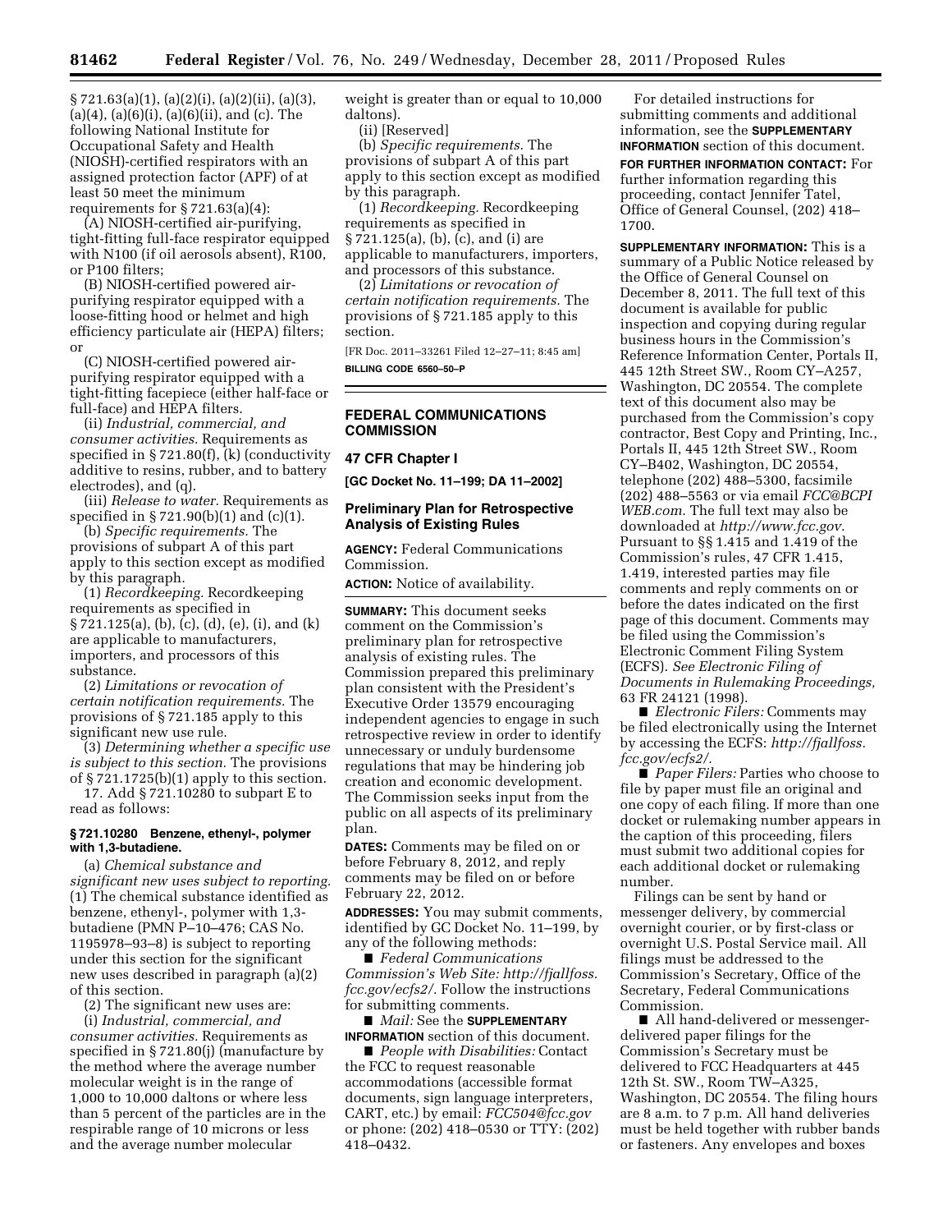§ 721.63(a)(1), (a)(2)(i), (a)(2)(ii), (a)(3), (a)(4), (a)(6)(i), (a)(6)(ii), and (c). The following National Institute for Occupational Safety and Health (NIOSH)-certified respirators with an assigned protection factor (APF) of at least 50 meet the minimum requirements for § 721.63(a)(4):

(A) NIOSH-certified air-purifying, tight-fitting full-face respirator equipped with N100 (if oil aerosols absent), R100, or P100 filters;

(B) NIOSH-certified powered air-purifying respirator equipped with a loose-fitting hood or helmet and high efficiency particulate air (HEPA) filters; or

(C) NIOSH-certified powered air-purifying respirator equipped with a tight-fitting facepiece (either half-face or full-face) and HEPA filters.

(ii) *Industrial, commercial, and consumer activities.* Requirements as specified in § 721.80(f), (k) (conductivity additive to resins, rubber, and to battery electrodes), and (q).

(iii) *Release to water.* Requirements as specified in § 721.90(b)(1) and (c)(1).

(b) *Specific requirements.* The provisions of subpart A of this part apply to this section except as modified by this paragraph.

(1) *Recordkeeping.* Recordkeeping requirements as specified in § 721.125(a), (b), (c), (d), (e), (i), and (k) are applicable to manufacturers, importers, and processors of this substance.

(2) *Limitations or revocation of certain notification requirements.* The provisions of § 721.185 apply to this significant new use rule.

(3) *Determining whether a specific use is subject to this section.* The provisions of § 721.1725(b)(1) apply to this section.

17. Add § 721.10280 to subpart E to read as follows:

**§ 721.10280 Benzene, ethenyl-, polymer with 1,3-butadiene.**

(a) *Chemical substance and significant new uses subject to reporting.* (1) The chemical substance identified as benzene, ethenyl-, polymer with 1,3-butadiene (PMN P–10–476; CAS No. 1195978–93–8) is subject to reporting under this section for the significant new uses described in paragraph (a)(2) of this section.

(2) The significant new uses are:

(i) *Industrial, commercial, and consumer activities.* Requirements as specified in § 721.80(j) (manufacture by the method where the average number molecular weight is in the range of 1,000 to 10,000 daltons or where less than 5 percent of the particles are in the respirable range of 10 microns or less and the average number molecular weight is greater than or equal to 10,000 daltons).

(ii) [Reserved]

(b) *Specific requirements.* The provisions of subpart A of this part apply to this section except as modified by this paragraph.

(1) *Recordkeeping.* Recordkeeping requirements as specified in § 721.125(a), (b), (c), and (i) are applicable to manufacturers, importers, and processors of this substance.

(2) *Limitations or revocation of certain notification requirements.* The provisions of § 721.185 apply to this section.

[FR Doc. 2011–33261 Filed 12–27–11; 8:45 am]

**BILLING CODE 6560–50–P**

## FEDERAL COMMUNICATIONS COMMISSION

### 47 CFR Chapter I

**[GC Docket No. 11–199; DA 11–2002]**

### Preliminary Plan for Retrospective Analysis of Existing Rules

**AGENCY:** Federal Communications Commission.

**ACTION:** Notice of availability.

**SUMMARY:** This document seeks comment on the Commission's preliminary plan for retrospective analysis of existing rules. The Commission prepared this preliminary plan consistent with the President's Executive Order 13579 encouraging independent agencies to engage in such retrospective review in order to identify unnecessary or unduly burdensome regulations that may be hindering job creation and economic development. The Commission seeks input from the public on all aspects of its preliminary plan.

**DATES:** Comments may be filed on or before February 8, 2012, and reply comments may be filed on or before February 22, 2012.

**ADDRESSES:** You may submit comments, identified by GC Docket No. 11–199, by any of the following methods:

■ *Federal Communications Commission's Web Site: http://fjallfoss.fcc.gov/ecfs2/.* Follow the instructions for submitting comments.

■ *Mail:* See the **SUPPLEMENTARY INFORMATION** section of this document.

■ *People with Disabilities:* Contact the FCC to request reasonable accommodations (accessible format documents, sign language interpreters, CART, etc.) by email: *FCC504@fcc.gov* or phone: (202) 418–0530 or TTY: (202) 418–0432.

For detailed instructions for submitting comments and additional information, see the **SUPPLEMENTARY INFORMATION** section of this document.

**FOR FURTHER INFORMATION CONTACT:** For further information regarding this proceeding, contact Jennifer Tatel, Office of General Counsel, (202) 418–1700.

**SUPPLEMENTARY INFORMATION:** This is a summary of a Public Notice released by the Office of General Counsel on December 8, 2011. The full text of this document is available for public inspection and copying during regular business hours in the Commission's Reference Information Center, Portals II, 445 12th Street SW., Room CY–A257, Washington, DC 20554. The complete text of this document also may be purchased from the Commission's copy contractor, Best Copy and Printing, Inc., Portals II, 445 12th Street SW., Room CY–B402, Washington, DC 20554, telephone (202) 488–5300, facsimile (202) 488–5563 or via email *FCC@BCPIWEB.com.* The full text may also be downloaded at *http://www.fcc.gov.* Pursuant to §§ 1.415 and 1.419 of the Commission's rules, 47 CFR 1.415, 1.419, interested parties may file comments and reply comments on or before the dates indicated on the first page of this document. Comments may be filed using the Commission's Electronic Comment Filing System (ECFS). *See Electronic Filing of Documents in Rulemaking Proceedings,* 63 FR 24121 (1998).

■ *Electronic Filers:* Comments may be filed electronically using the Internet by accessing the ECFS: *http://fjallfoss.fcc.gov/ecfs2/.*

■ *Paper Filers:* Parties who choose to file by paper must file an original and one copy of each filing. If more than one docket or rulemaking number appears in the caption of this proceeding, filers must submit two additional copies for each additional docket or rulemaking number.

Filings can be sent by hand or messenger delivery, by commercial overnight courier, or by first-class or overnight U.S. Postal Service mail. All filings must be addressed to the Commission's Secretary, Office of the Secretary, Federal Communications Commission.

■ All hand-delivered or messenger-delivered paper filings for the Commission's Secretary must be delivered to FCC Headquarters at 445 12th St. SW., Room TW–A325, Washington, DC 20554. The filing hours are 8 a.m. to 7 p.m. All hand deliveries must be held together with rubber bands or fasteners. Any envelopes and boxes